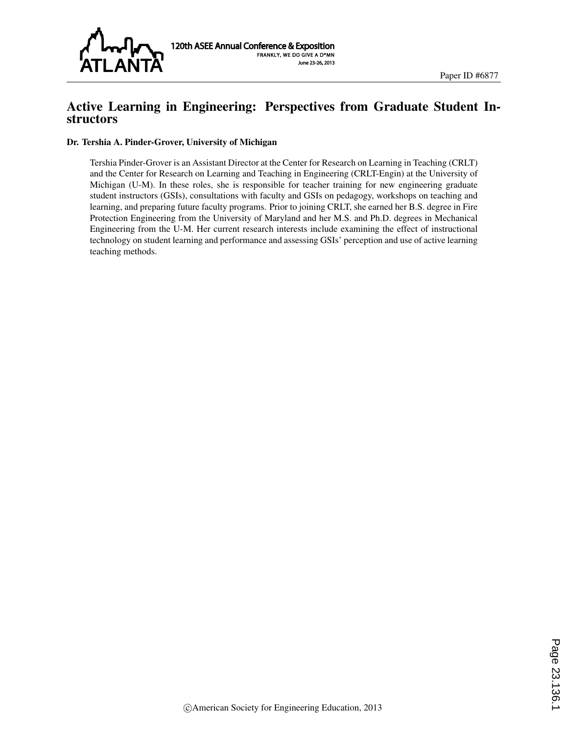Paper ID #6877

# Active Learning in Engineering: Perspectives from Graduate Student Instructors

**Dr. Tershia A. Pinder-Grover, University of Michigan**

Tershia Pinder-Grover is an Assistant Director at the Center for Research on Learning in Teaching (CRLT) and the Center for Research on Learning and Teaching in Engineering (CRLT-Engin) at the University of Michigan (U-M). In these roles, she is responsible for teacher training for new engineering graduate student instructors (GSIs), consultations with faculty and GSIs on pedagogy, workshops on teaching and learning, and preparing future faculty programs. Prior to joining CRLT, she earned her B.S. degree in Fire Protection Engineering from the University of Maryland and her M.S. and Ph.D. degrees in Mechanical Engineering from the U-M. Her current research interests include examining the effect of instructional technology on student learning and performance and assessing GSIs' perception and use of active learning teaching methods.

©American Society for Engineering Education, 2013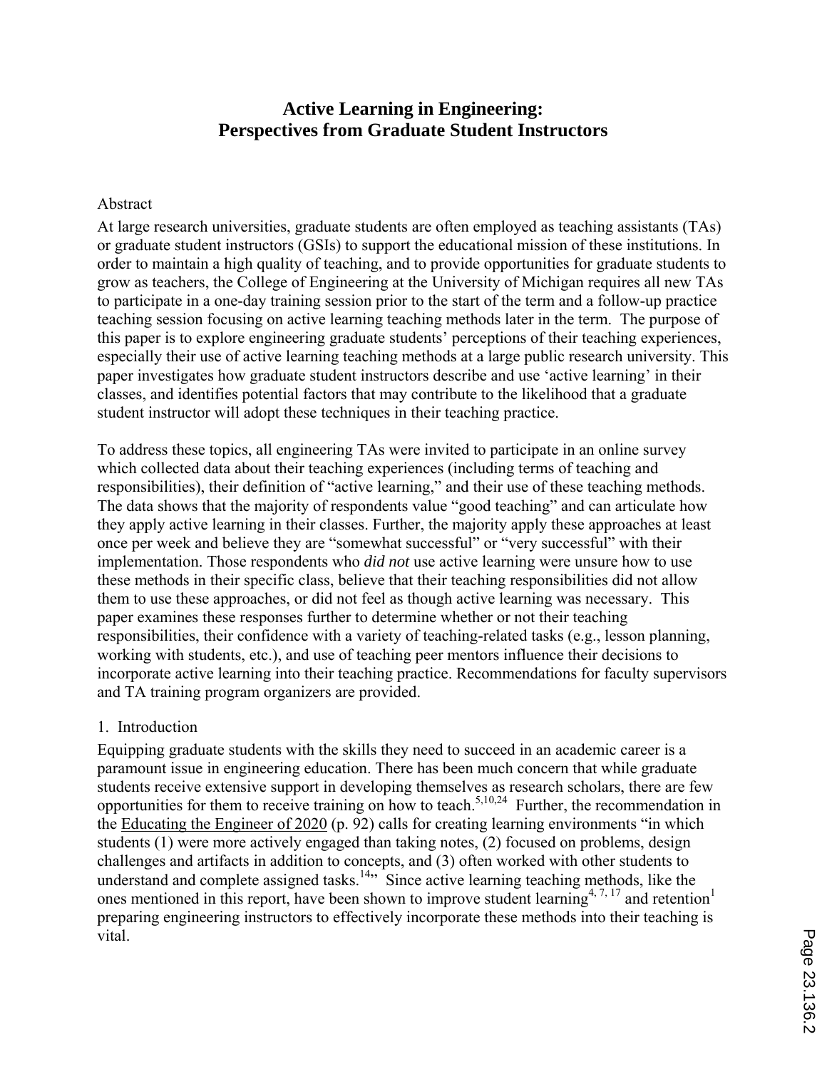# Active Learning in Engineering: Perspectives from Graduate Student Instructors

## Abstract

At large research universities, graduate students are often employed as teaching assistants (TAs) or graduate student instructors (GSIs) to support the educational mission of these institutions. In order to maintain a high quality of teaching, and to provide opportunities for graduate students to grow as teachers, the College of Engineering at the University of Michigan requires all new TAs to participate in a one-day training session prior to the start of the term and a follow-up practice teaching session focusing on active learning teaching methods later in the term. The purpose of this paper is to explore engineering graduate students' perceptions of their teaching experiences, especially their use of active learning teaching methods at a large public research university. This paper investigates how graduate student instructors describe and use 'active learning' in their classes, and identifies potential factors that may contribute to the likelihood that a graduate student instructor will adopt these techniques in their teaching practice.

To address these topics, all engineering TAs were invited to participate in an online survey which collected data about their teaching experiences (including terms of teaching and responsibilities), their definition of "active learning," and their use of these teaching methods. The data shows that the majority of respondents value "good teaching" and can articulate how they apply active learning in their classes. Further, the majority apply these approaches at least once per week and believe they are "somewhat successful" or "very successful" with their implementation. Those respondents who *did not* use active learning were unsure how to use these methods in their specific class, believe that their teaching responsibilities did not allow them to use these approaches, or did not feel as though active learning was necessary. This paper examines these responses further to determine whether or not their teaching responsibilities, their confidence with a variety of teaching-related tasks (e.g., lesson planning, working with students, etc.), and use of teaching peer mentors influence their decisions to incorporate active learning into their teaching practice. Recommendations for faculty supervisors and TA training program organizers are provided.

## 1. Introduction

Equipping graduate students with the skills they need to succeed in an academic career is a paramount issue in engineering education. There has been much concern that while graduate students receive extensive support in developing themselves as research scholars, there are few opportunities for them to receive training on how to teach.[5,10,24] Further, the recommendation in the Educating the Engineer of 2020 (p. 92) calls for creating learning environments "in which students (1) were more actively engaged than taking notes, (2) focused on problems, design challenges and artifacts in addition to concepts, and (3) often worked with other students to understand and complete assigned tasks.[14]" Since active learning teaching methods, like the ones mentioned in this report, have been shown to improve student learning[4, 7, 17] and retention[1] preparing engineering instructors to effectively incorporate these methods into their teaching is vital.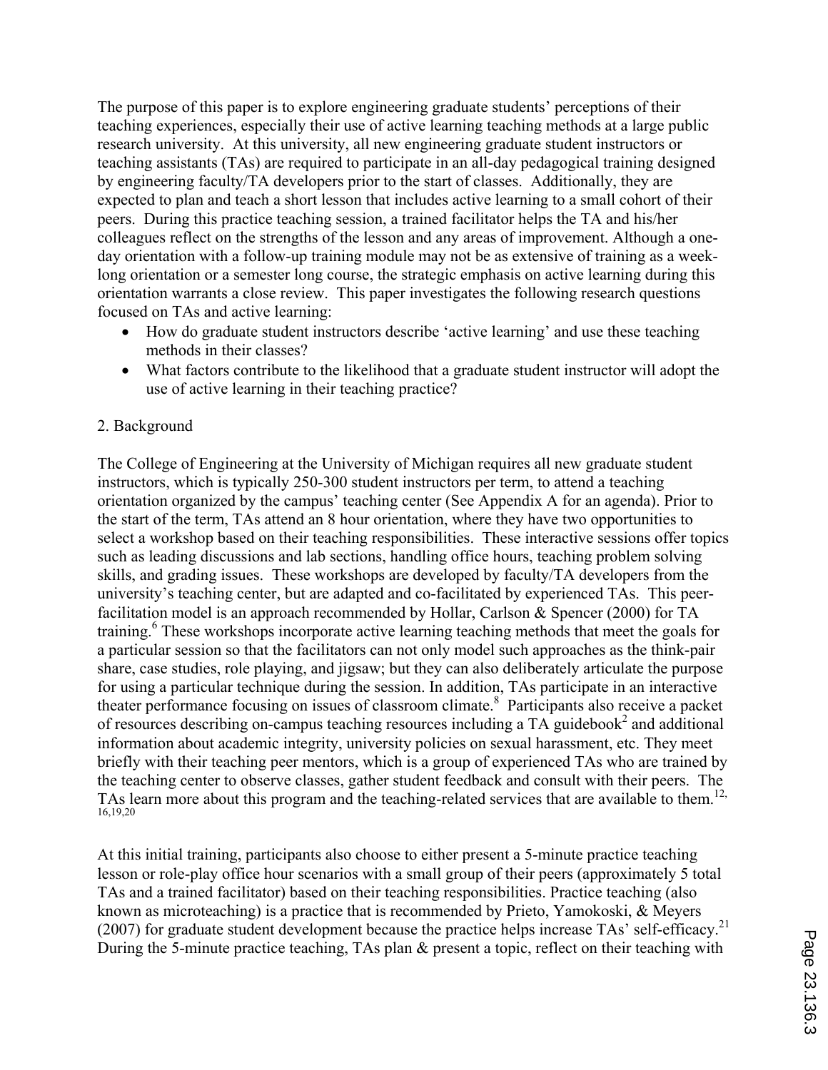The purpose of this paper is to explore engineering graduate students' perceptions of their teaching experiences, especially their use of active learning teaching methods at a large public research university. At this university, all new engineering graduate student instructors or teaching assistants (TAs) are required to participate in an all-day pedagogical training designed by engineering faculty/TA developers prior to the start of classes. Additionally, they are expected to plan and teach a short lesson that includes active learning to a small cohort of their peers. During this practice teaching session, a trained facilitator helps the TA and his/her colleagues reflect on the strengths of the lesson and any areas of improvement. Although a one-day orientation with a follow-up training module may not be as extensive of training as a week-long orientation or a semester long course, the strategic emphasis on active learning during this orientation warrants a close review. This paper investigates the following research questions focused on TAs and active learning:

- How do graduate student instructors describe 'active learning' and use these teaching methods in their classes?
- What factors contribute to the likelihood that a graduate student instructor will adopt the use of active learning in their teaching practice?

## 2. Background

The College of Engineering at the University of Michigan requires all new graduate student instructors, which is typically 250-300 student instructors per term, to attend a teaching orientation organized by the campus' teaching center (See Appendix A for an agenda). Prior to the start of the term, TAs attend an 8 hour orientation, where they have two opportunities to select a workshop based on their teaching responsibilities. These interactive sessions offer topics such as leading discussions and lab sections, handling office hours, teaching problem solving skills, and grading issues. These workshops are developed by faculty/TA developers from the university's teaching center, but are adapted and co-facilitated by experienced TAs. This peer-facilitation model is an approach recommended by Hollar, Carlson & Spencer (2000) for TA training.[6] These workshops incorporate active learning teaching methods that meet the goals for a particular session so that the facilitators can not only model such approaches as the think-pair share, case studies, role playing, and jigsaw; but they can also deliberately articulate the purpose for using a particular technique during the session. In addition, TAs participate in an interactive theater performance focusing on issues of classroom climate.[8] Participants also receive a packet of resources describing on-campus teaching resources including a TA guidebook[2] and additional information about academic integrity, university policies on sexual harassment, etc. They meet briefly with their teaching peer mentors, which is a group of experienced TAs who are trained by the teaching center to observe classes, gather student feedback and consult with their peers. The TAs learn more about this program and the teaching-related services that are available to them.[12, 16,19,20]

At this initial training, participants also choose to either present a 5-minute practice teaching lesson or role-play office hour scenarios with a small group of their peers (approximately 5 total TAs and a trained facilitator) based on their teaching responsibilities. Practice teaching (also known as microteaching) is a practice that is recommended by Prieto, Yamokoski, & Meyers (2007) for graduate student development because the practice helps increase TAs' self-efficacy.[21] During the 5-minute practice teaching, TAs plan & present a topic, reflect on their teaching with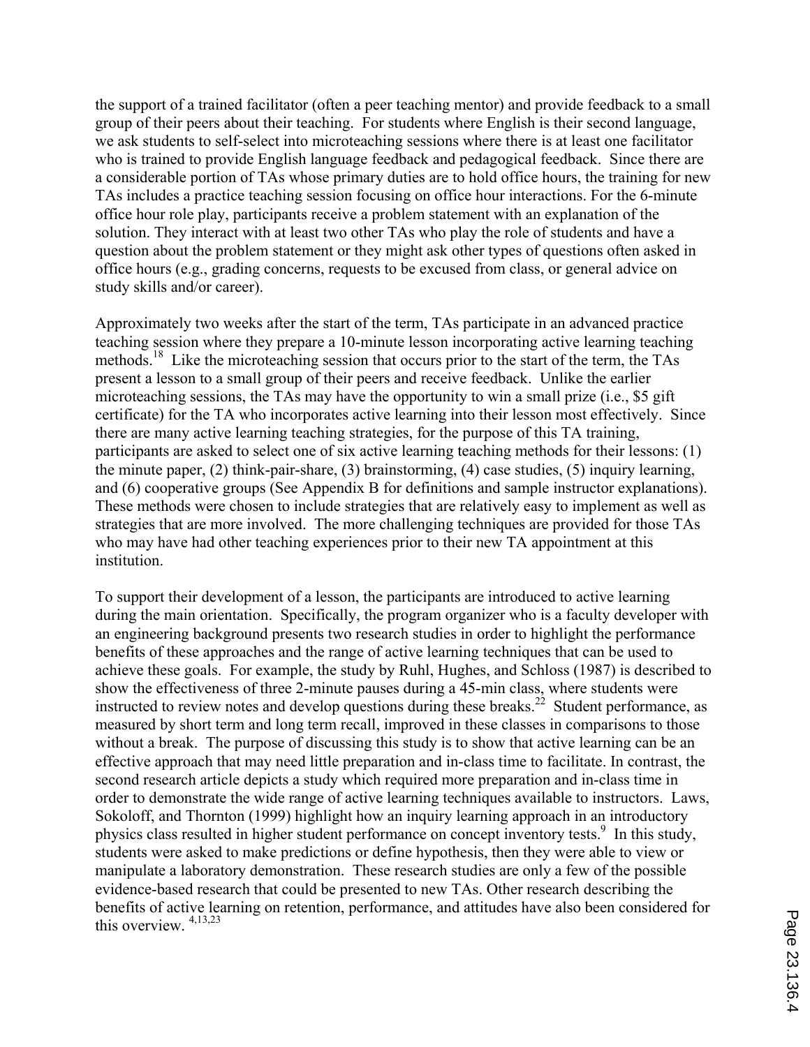the support of a trained facilitator (often a peer teaching mentor) and provide feedback to a small group of their peers about their teaching. For students where English is their second language, we ask students to self-select into microteaching sessions where there is at least one facilitator who is trained to provide English language feedback and pedagogical feedback. Since there are a considerable portion of TAs whose primary duties are to hold office hours, the training for new TAs includes a practice teaching session focusing on office hour interactions. For the 6-minute office hour role play, participants receive a problem statement with an explanation of the solution. They interact with at least two other TAs who play the role of students and have a question about the problem statement or they might ask other types of questions often asked in office hours (e.g., grading concerns, requests to be excused from class, or general advice on study skills and/or career).

Approximately two weeks after the start of the term, TAs participate in an advanced practice teaching session where they prepare a 10-minute lesson incorporating active learning teaching methods.[18] Like the microteaching session that occurs prior to the start of the term, the TAs present a lesson to a small group of their peers and receive feedback. Unlike the earlier microteaching sessions, the TAs may have the opportunity to win a small prize (i.e., $5 gift certificate) for the TA who incorporates active learning into their lesson most effectively. Since there are many active learning teaching strategies, for the purpose of this TA training, participants are asked to select one of six active learning teaching methods for their lessons: (1) the minute paper, (2) think-pair-share, (3) brainstorming, (4) case studies, (5) inquiry learning, and (6) cooperative groups (See Appendix B for definitions and sample instructor explanations). These methods were chosen to include strategies that are relatively easy to implement as well as strategies that are more involved. The more challenging techniques are provided for those TAs who may have had other teaching experiences prior to their new TA appointment at this institution.

To support their development of a lesson, the participants are introduced to active learning during the main orientation. Specifically, the program organizer who is a faculty developer with an engineering background presents two research studies in order to highlight the performance benefits of these approaches and the range of active learning techniques that can be used to achieve these goals. For example, the study by Ruhl, Hughes, and Schloss (1987) is described to show the effectiveness of three 2-minute pauses during a 45-min class, where students were instructed to review notes and develop questions during these breaks.[22] Student performance, as measured by short term and long term recall, improved in these classes in comparisons to those without a break. The purpose of discussing this study is to show that active learning can be an effective approach that may need little preparation and in-class time to facilitate. In contrast, the second research article depicts a study which required more preparation and in-class time in order to demonstrate the wide range of active learning techniques available to instructors. Laws, Sokoloff, and Thornton (1999) highlight how an inquiry learning approach in an introductory physics class resulted in higher student performance on concept inventory tests.[9] In this study, students were asked to make predictions or define hypothesis, then they were able to view or manipulate a laboratory demonstration. These research studies are only a few of the possible evidence-based research that could be presented to new TAs. Other research describing the benefits of active learning on retention, performance, and attitudes have also been considered for this overview.[4,13,23]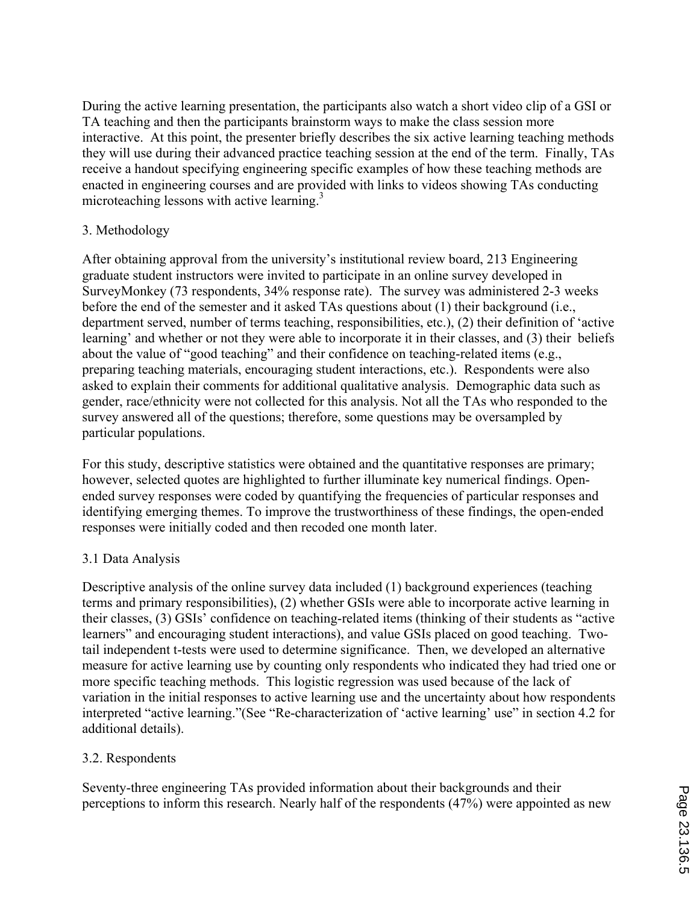During the active learning presentation, the participants also watch a short video clip of a GSI or TA teaching and then the participants brainstorm ways to make the class session more interactive. At this point, the presenter briefly describes the six active learning teaching methods they will use during their advanced practice teaching session at the end of the term. Finally, TAs receive a handout specifying engineering specific examples of how these teaching methods are enacted in engineering courses and are provided with links to videos showing TAs conducting microteaching lessons with active learning.[3]

## 3. Methodology

After obtaining approval from the university's institutional review board, 213 Engineering graduate student instructors were invited to participate in an online survey developed in SurveyMonkey (73 respondents, 34% response rate). The survey was administered 2-3 weeks before the end of the semester and it asked TAs questions about (1) their background (i.e., department served, number of terms teaching, responsibilities, etc.), (2) their definition of 'active learning' and whether or not they were able to incorporate it in their classes, and (3) their beliefs about the value of "good teaching" and their confidence on teaching-related items (e.g., preparing teaching materials, encouraging student interactions, etc.). Respondents were also asked to explain their comments for additional qualitative analysis. Demographic data such as gender, race/ethnicity were not collected for this analysis. Not all the TAs who responded to the survey answered all of the questions; therefore, some questions may be oversampled by particular populations.

For this study, descriptive statistics were obtained and the quantitative responses are primary; however, selected quotes are highlighted to further illuminate key numerical findings. Open-ended survey responses were coded by quantifying the frequencies of particular responses and identifying emerging themes. To improve the trustworthiness of these findings, the open-ended responses were initially coded and then recoded one month later.

### 3.1 Data Analysis

Descriptive analysis of the online survey data included (1) background experiences (teaching terms and primary responsibilities), (2) whether GSIs were able to incorporate active learning in their classes, (3) GSIs' confidence on teaching-related items (thinking of their students as "active learners" and encouraging student interactions), and value GSIs placed on good teaching. Two-tail independent t-tests were used to determine significance. Then, we developed an alternative measure for active learning use by counting only respondents who indicated they had tried one or more specific teaching methods. This logistic regression was used because of the lack of variation in the initial responses to active learning use and the uncertainty about how respondents interpreted "active learning."(See "Re-characterization of 'active learning' use" in section 4.2 for additional details).

### 3.2. Respondents

Seventy-three engineering TAs provided information about their backgrounds and their perceptions to inform this research. Nearly half of the respondents (47%) were appointed as new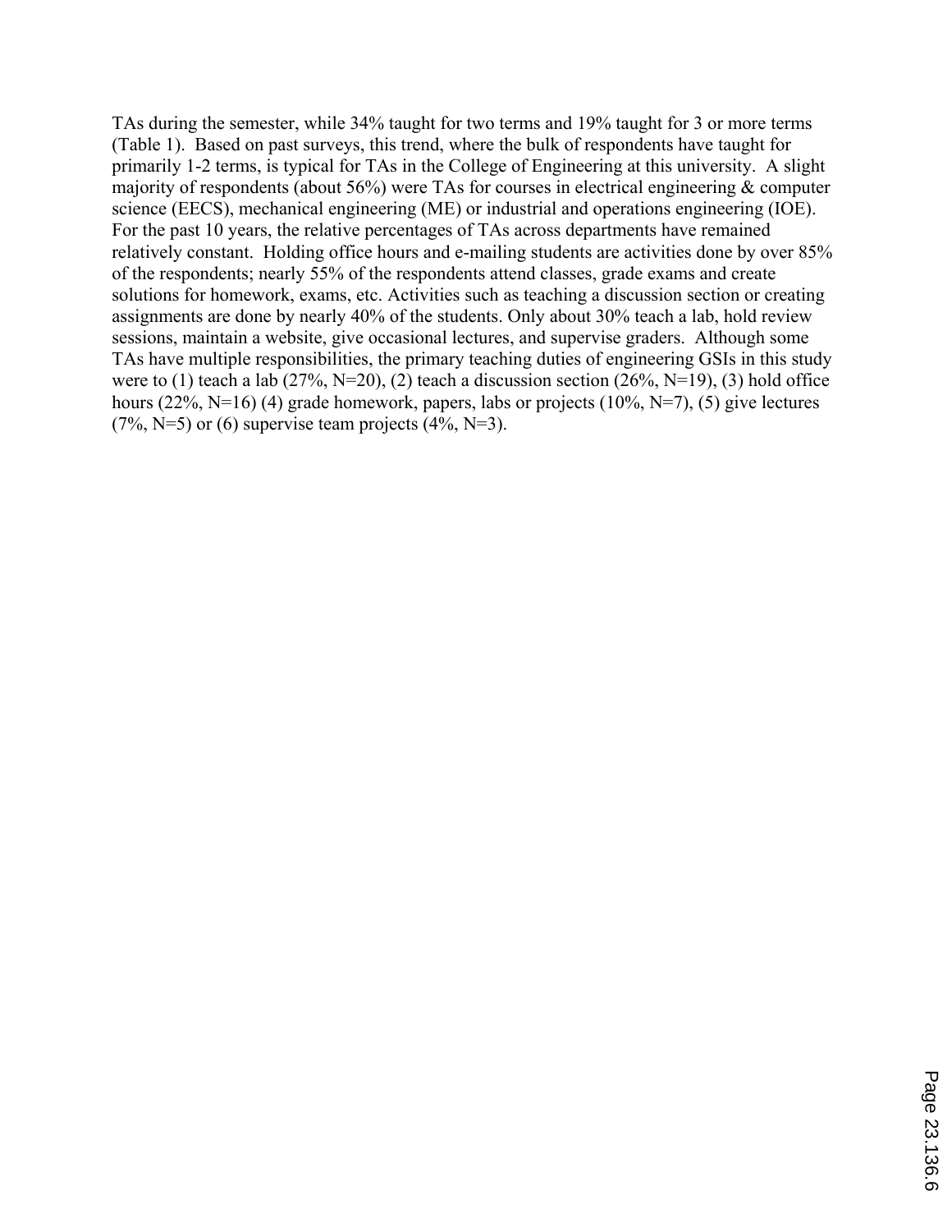TAs during the semester, while 34% taught for two terms and 19% taught for 3 or more terms (Table 1). Based on past surveys, this trend, where the bulk of respondents have taught for primarily 1-2 terms, is typical for TAs in the College of Engineering at this university. A slight majority of respondents (about 56%) were TAs for courses in electrical engineering & computer science (EECS), mechanical engineering (ME) or industrial and operations engineering (IOE). For the past 10 years, the relative percentages of TAs across departments have remained relatively constant. Holding office hours and e-mailing students are activities done by over 85% of the respondents; nearly 55% of the respondents attend classes, grade exams and create solutions for homework, exams, etc. Activities such as teaching a discussion section or creating assignments are done by nearly 40% of the students. Only about 30% teach a lab, hold review sessions, maintain a website, give occasional lectures, and supervise graders. Although some TAs have multiple responsibilities, the primary teaching duties of engineering GSIs in this study were to (1) teach a lab (27%, N=20), (2) teach a discussion section (26%, N=19), (3) hold office hours (22%, N=16) (4) grade homework, papers, labs or projects (10%, N=7), (5) give lectures (7%, N=5) or (6) supervise team projects (4%, N=3).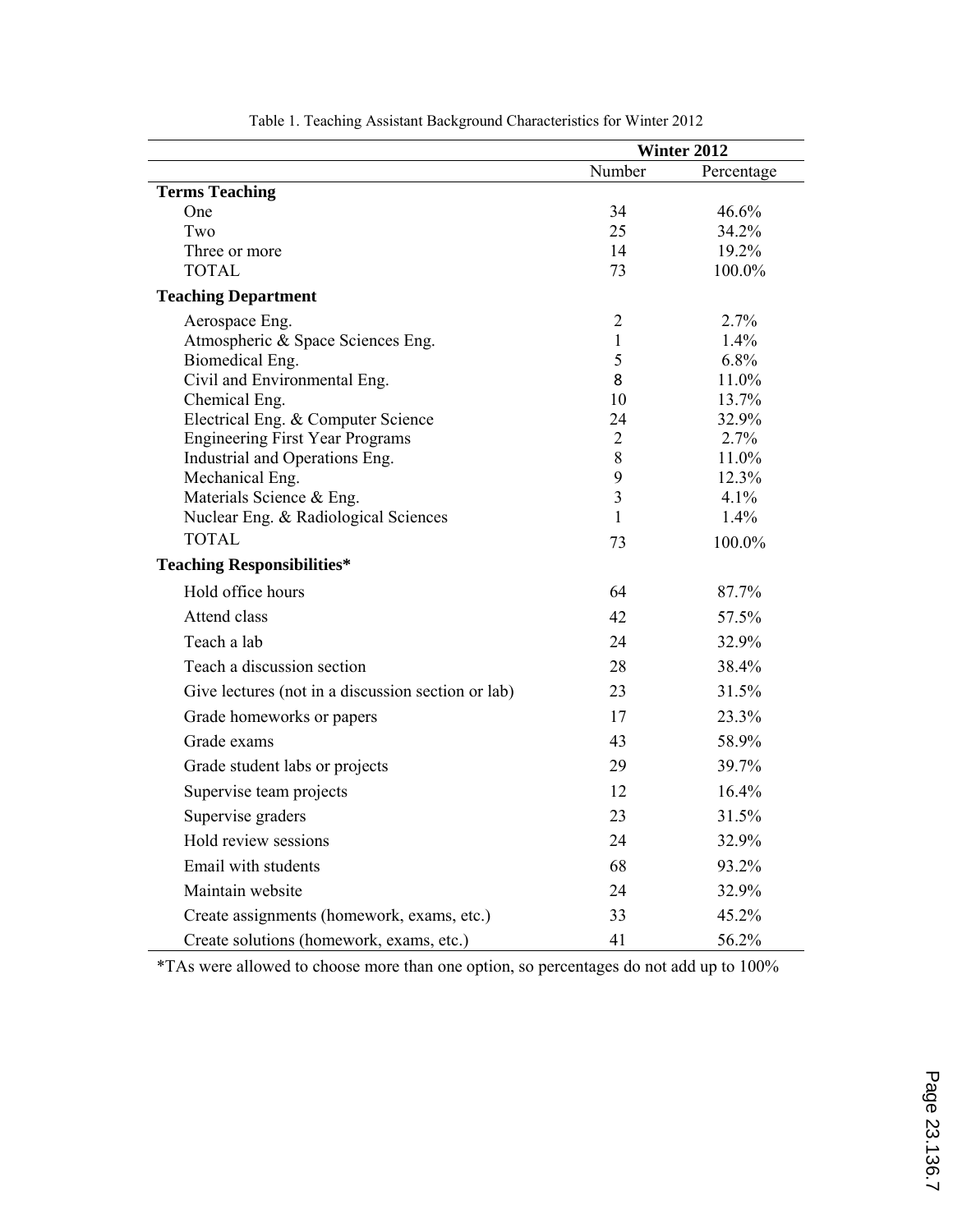Table 1. Teaching Assistant Background Characteristics for Winter 2012

| | Winter 2012 | |
|---|---|---|
| | Number | Percentage |
| **Terms Teaching** | | |
| One | 34 | 46.6% |
| Two | 25 | 34.2% |
| Three or more | 14 | 19.2% |
| TOTAL | 73 | 100.0% |
| **Teaching Department** | | |
| Aerospace Eng. | 2 | 2.7% |
| Atmospheric & Space Sciences Eng. | 1 | 1.4% |
| Biomedical Eng. | 5 | 6.8% |
| Civil and Environmental Eng. | 8 | 11.0% |
| Chemical Eng. | 10 | 13.7% |
| Electrical Eng. & Computer Science | 24 | 32.9% |
| Engineering First Year Programs | 2 | 2.7% |
| Industrial and Operations Eng. | 8 | 11.0% |
| Mechanical Eng. | 9 | 12.3% |
| Materials Science & Eng. | 3 | 4.1% |
| Nuclear Eng. & Radiological Sciences | 1 | 1.4% |
| TOTAL | 73 | 100.0% |
| **Teaching Responsibilities*** | | |
| Hold office hours | 64 | 87.7% |
| Attend class | 42 | 57.5% |
| Teach a lab | 24 | 32.9% |
| Teach a discussion section | 28 | 38.4% |
| Give lectures (not in a discussion section or lab) | 23 | 31.5% |
| Grade homeworks or papers | 17 | 23.3% |
| Grade exams | 43 | 58.9% |
| Grade student labs or projects | 29 | 39.7% |
| Supervise team projects | 12 | 16.4% |
| Supervise graders | 23 | 31.5% |
| Hold review sessions | 24 | 32.9% |
| Email with students | 68 | 93.2% |
| Maintain website | 24 | 32.9% |
| Create assignments (homework, exams, etc.) | 33 | 45.2% |
| Create solutions (homework, exams, etc.) | 41 | 56.2% |

*TAs were allowed to choose more than one option, so percentages do not add up to 100%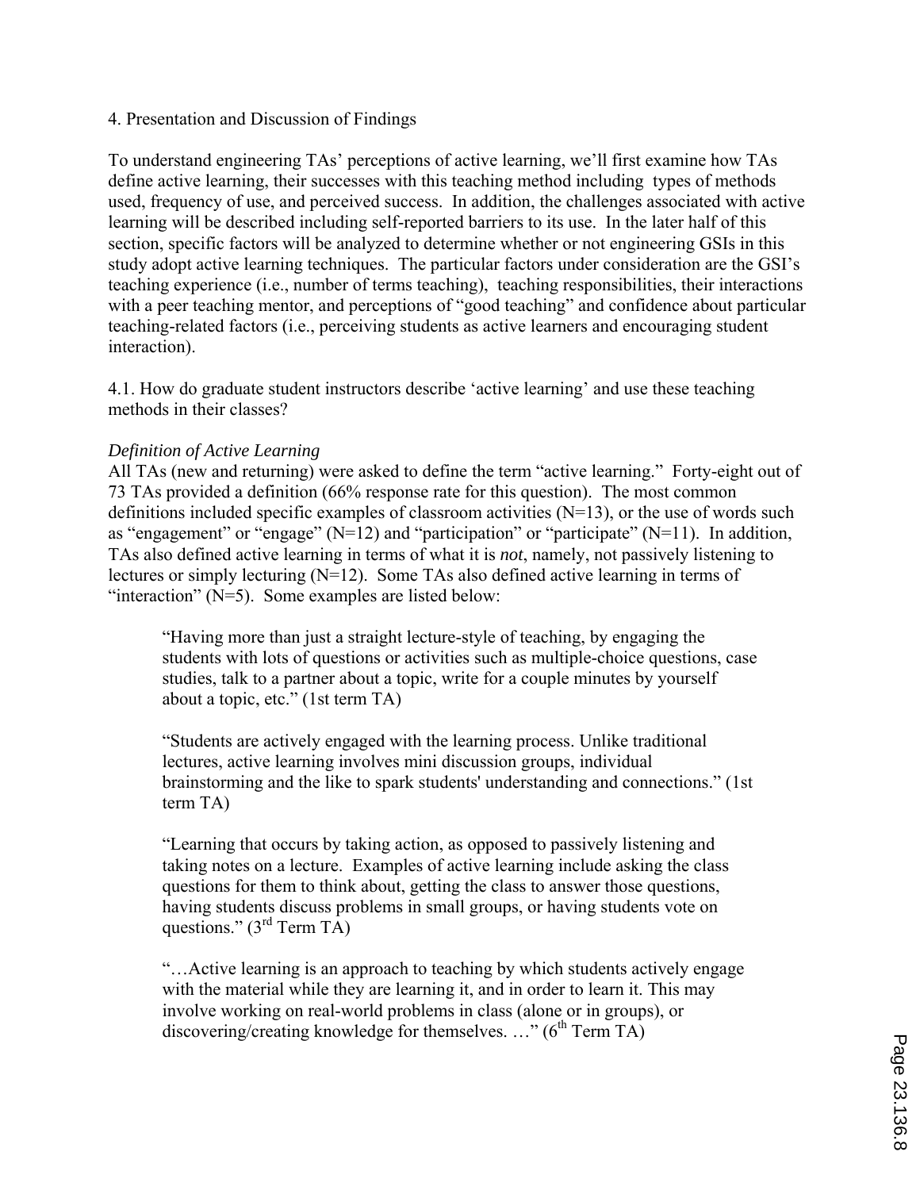## 4. Presentation and Discussion of Findings

To understand engineering TAs' perceptions of active learning, we'll first examine how TAs define active learning, their successes with this teaching method including types of methods used, frequency of use, and perceived success. In addition, the challenges associated with active learning will be described including self-reported barriers to its use. In the later half of this section, specific factors will be analyzed to determine whether or not engineering GSIs in this study adopt active learning techniques. The particular factors under consideration are the GSI's teaching experience (i.e., number of terms teaching), teaching responsibilities, their interactions with a peer teaching mentor, and perceptions of "good teaching" and confidence about particular teaching-related factors (i.e., perceiving students as active learners and encouraging student interaction).

### 4.1. How do graduate student instructors describe 'active learning' and use these teaching methods in their classes?

*Definition of Active Learning*

All TAs (new and returning) were asked to define the term "active learning." Forty-eight out of 73 TAs provided a definition (66% response rate for this question). The most common definitions included specific examples of classroom activities (N=13), or the use of words such as "engagement" or "engage" (N=12) and "participation" or "participate" (N=11). In addition, TAs also defined active learning in terms of what it is *not*, namely, not passively listening to lectures or simply lecturing (N=12). Some TAs also defined active learning in terms of "interaction" (N=5). Some examples are listed below:

> "Having more than just a straight lecture-style of teaching, by engaging the students with lots of questions or activities such as multiple-choice questions, case studies, talk to a partner about a topic, write for a couple minutes by yourself about a topic, etc." (1st term TA)

> "Students are actively engaged with the learning process. Unlike traditional lectures, active learning involves mini discussion groups, individual brainstorming and the like to spark students' understanding and connections." (1st term TA)

> "Learning that occurs by taking action, as opposed to passively listening and taking notes on a lecture. Examples of active learning include asking the class questions for them to think about, getting the class to answer those questions, having students discuss problems in small groups, or having students vote on questions." (3rd Term TA)

> "…Active learning is an approach to teaching by which students actively engage with the material while they are learning it, and in order to learn it. This may involve working on real-world problems in class (alone or in groups), or discovering/creating knowledge for themselves. …" (6th Term TA)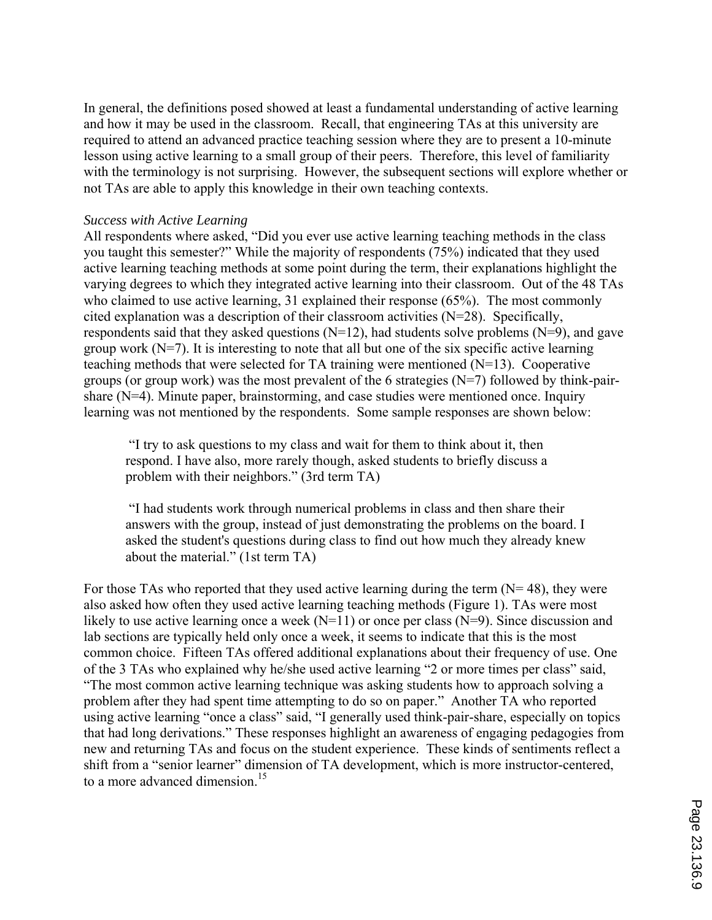In general, the definitions posed showed at least a fundamental understanding of active learning and how it may be used in the classroom. Recall, that engineering TAs at this university are required to attend an advanced practice teaching session where they are to present a 10-minute lesson using active learning to a small group of their peers. Therefore, this level of familiarity with the terminology is not surprising. However, the subsequent sections will explore whether or not TAs are able to apply this knowledge in their own teaching contexts.

*Success with Active Learning*

All respondents where asked, "Did you ever use active learning teaching methods in the class you taught this semester?" While the majority of respondents (75%) indicated that they used active learning teaching methods at some point during the term, their explanations highlight the varying degrees to which they integrated active learning into their classroom. Out of the 48 TAs who claimed to use active learning, 31 explained their response (65%). The most commonly cited explanation was a description of their classroom activities (N=28). Specifically, respondents said that they asked questions (N=12), had students solve problems (N=9), and gave group work (N=7). It is interesting to note that all but one of the six specific active learning teaching methods that were selected for TA training were mentioned (N=13). Cooperative groups (or group work) was the most prevalent of the 6 strategies (N=7) followed by think-pair-share (N=4). Minute paper, brainstorming, and case studies were mentioned once. Inquiry learning was not mentioned by the respondents. Some sample responses are shown below:

> "I try to ask questions to my class and wait for them to think about it, then respond. I have also, more rarely though, asked students to briefly discuss a problem with their neighbors." (3rd term TA)

> "I had students work through numerical problems in class and then share their answers with the group, instead of just demonstrating the problems on the board. I asked the student's questions during class to find out how much they already knew about the material." (1st term TA)

For those TAs who reported that they used active learning during the term (N= 48), they were also asked how often they used active learning teaching methods (Figure 1). TAs were most likely to use active learning once a week (N=11) or once per class (N=9). Since discussion and lab sections are typically held only once a week, it seems to indicate that this is the most common choice. Fifteen TAs offered additional explanations about their frequency of use. One of the 3 TAs who explained why he/she used active learning "2 or more times per class" said, "The most common active learning technique was asking students how to approach solving a problem after they had spent time attempting to do so on paper." Another TA who reported using active learning "once a class" said, "I generally used think-pair-share, especially on topics that had long derivations." These responses highlight an awareness of engaging pedagogies from new and returning TAs and focus on the student experience. These kinds of sentiments reflect a shift from a "senior learner" dimension of TA development, which is more instructor-centered, to a more advanced dimension.[15]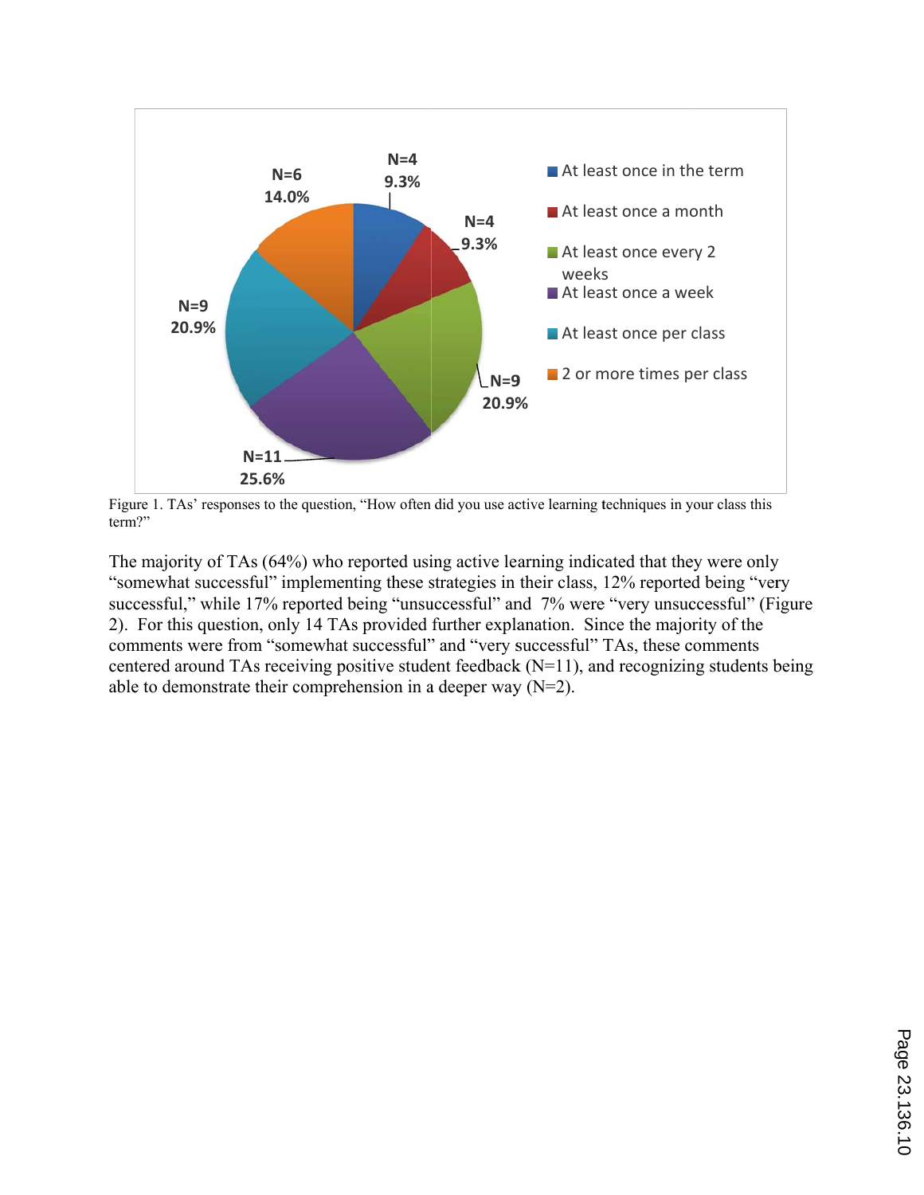Figure 1. TAs' responses to the question, "How often did you use active learning techniques in your class this term?"

The majority of TAs (64%) who reported using active learning indicated that they were only "somewhat successful" implementing these strategies in their class, 12% reported being "very successful," while 17% reported being "unsuccessful" and 7% were "very unsuccessful" (Figure 2). For this question, only 14 TAs provided further explanation. Since the majority of the comments were from "somewhat successful" and "very successful" TAs, these comments centered around TAs receiving positive student feedback (N=11), and recognizing students being able to demonstrate their comprehension in a deeper way (N=2).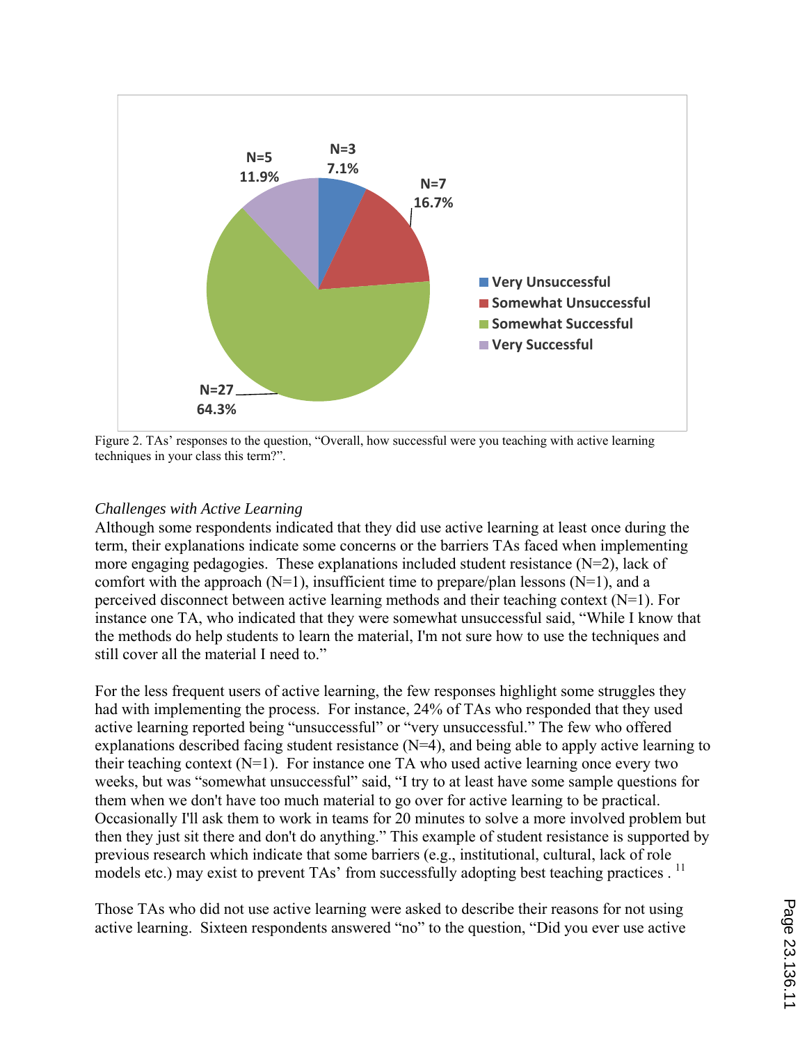N=3
7.1%

N=7
16.7%

N=27
64.3%

N=5
11.9%

- Very Unsuccessful
- Somewhat Unsuccessful
- Somewhat Successful
- Very Successful

Figure 2. TAs' responses to the question, "Overall, how successful were you teaching with active learning techniques in your class this term?".

*Challenges with Active Learning*

Although some respondents indicated that they did use active learning at least once during the term, their explanations indicate some concerns or the barriers TAs faced when implementing more engaging pedagogies. These explanations included student resistance (N=2), lack of comfort with the approach (N=1), insufficient time to prepare/plan lessons (N=1), and a perceived disconnect between active learning methods and their teaching context (N=1). For instance one TA, who indicated that they were somewhat unsuccessful said, "While I know that the methods do help students to learn the material, I'm not sure how to use the techniques and still cover all the material I need to."

For the less frequent users of active learning, the few responses highlight some struggles they had with implementing the process. For instance, 24% of TAs who responded that they used active learning reported being "unsuccessful" or "very unsuccessful." The few who offered explanations described facing student resistance (N=4), and being able to apply active learning to their teaching context (N=1). For instance one TA who used active learning once every two weeks, but was "somewhat unsuccessful" said, "I try to at least have some sample questions for them when we don't have too much material to go over for active learning to be practical. Occasionally I'll ask them to work in teams for 20 minutes to solve a more involved problem but then they just sit there and don't do anything." This example of student resistance is supported by previous research which indicate that some barriers (e.g., institutional, cultural, lack of role models etc.) may exist to prevent TAs' from successfully adopting best teaching practices .[11]

Those TAs who did not use active learning were asked to describe their reasons for not using active learning. Sixteen respondents answered "no" to the question, "Did you ever use active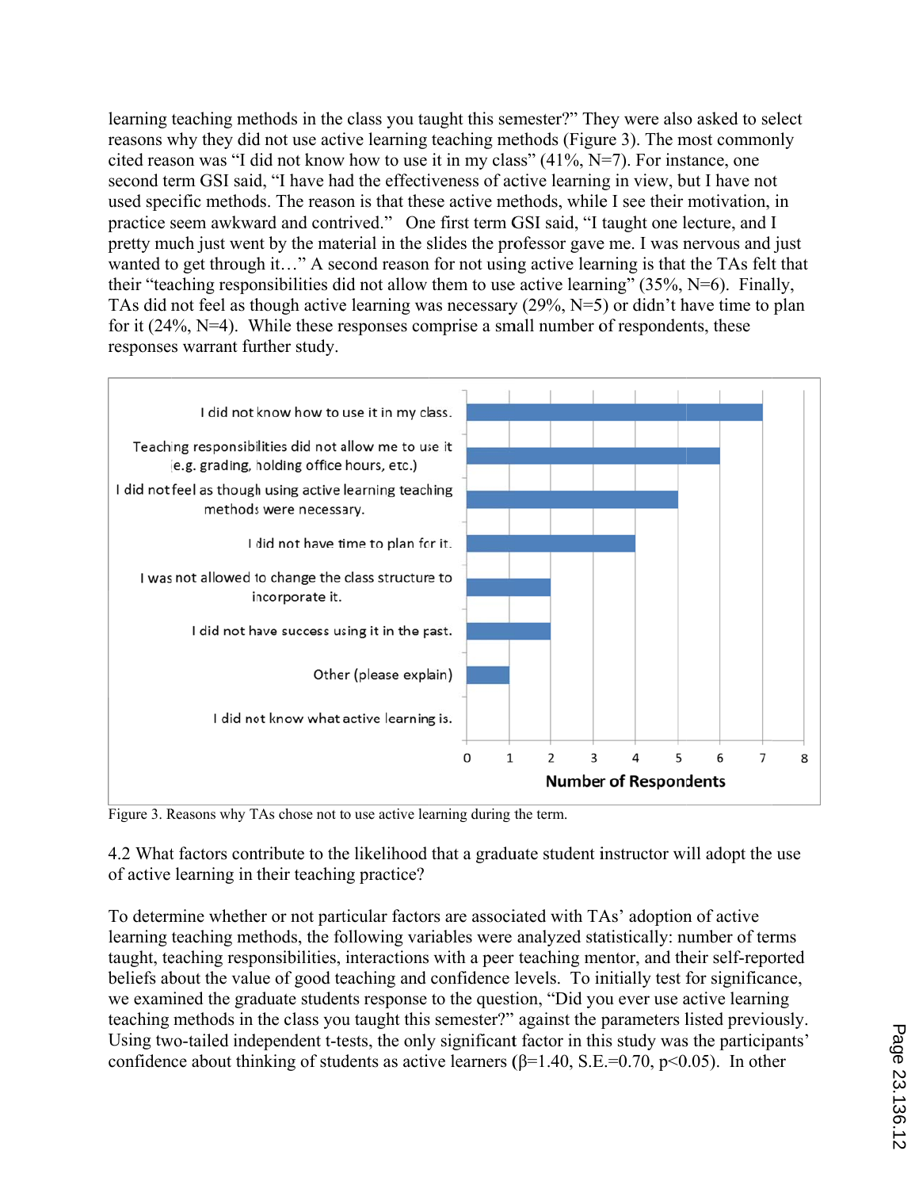learning teaching methods in the class you taught this semester?" They were also asked to select reasons why they did not use active learning methods (Figure 3). The most commonly cited reason was "I did not know how to use it in my class" (41%, N=7). For instance, one second term GSI said, "I have had the effectiveness of active learning in view, but I have not used specific methods. The reason is that these active methods, while I see their motivation, in practice seem awkward and contrived." One first term GSI said, "I taught one lecture, and I pretty much just went by the material in the slides the professor gave me. I was nervous and just wanted to get through it…" A second reason for not using active learning is that the TAs felt that their "teaching responsibilities did not allow them to use active learning" (35%, N=6). Finally, TAs did not feel as though active learning was necessary (29%, N=5) or didn't have time to plan for it (24%, N=4). While these responses comprise a small number of respondents, these responses warrant further study.

| Reason | Number of Respondents |
|---|---|
| I did not know how to use it in my class. | 7 |
| Teaching responsibilities did not allow me to use it (e.g. grading, holding office hours, etc.) | 6 |
| I did not feel as though using active learning teaching methods were necessary. | 5 |
| I did not have time to plan for it. | 4 |
| I was not allowed to change the class structure to incorporate it. | 2 |
| I did not have success using it in the past. | 2 |
| Other (please explain) | 1 |
| I did not know what active learning is. | 0 |

Figure 3. Reasons why TAs chose not to use active learning during the term.

4.2 What factors contribute to the likelihood that a graduate student instructor will adopt the use of active learning in their teaching practice?

To determine whether or not particular factors are associated with TAs' adoption of active learning teaching methods, the following variables were analyzed statistically: number of terms taught, teaching responsibilities, interactions with a peer teaching mentor, and their self-reported beliefs about the value of good teaching and confidence levels. To initially test for significance, we examined the graduate students response to the question, "Did you ever use active learning teaching methods in the class you taught this semester?" against the parameters listed previously. Using two-tailed independent t-tests, the only significant factor in this study was the participants' confidence about thinking of students as active learners ($\beta$=1.40, S.E.=0.70, $p<0.05$). In other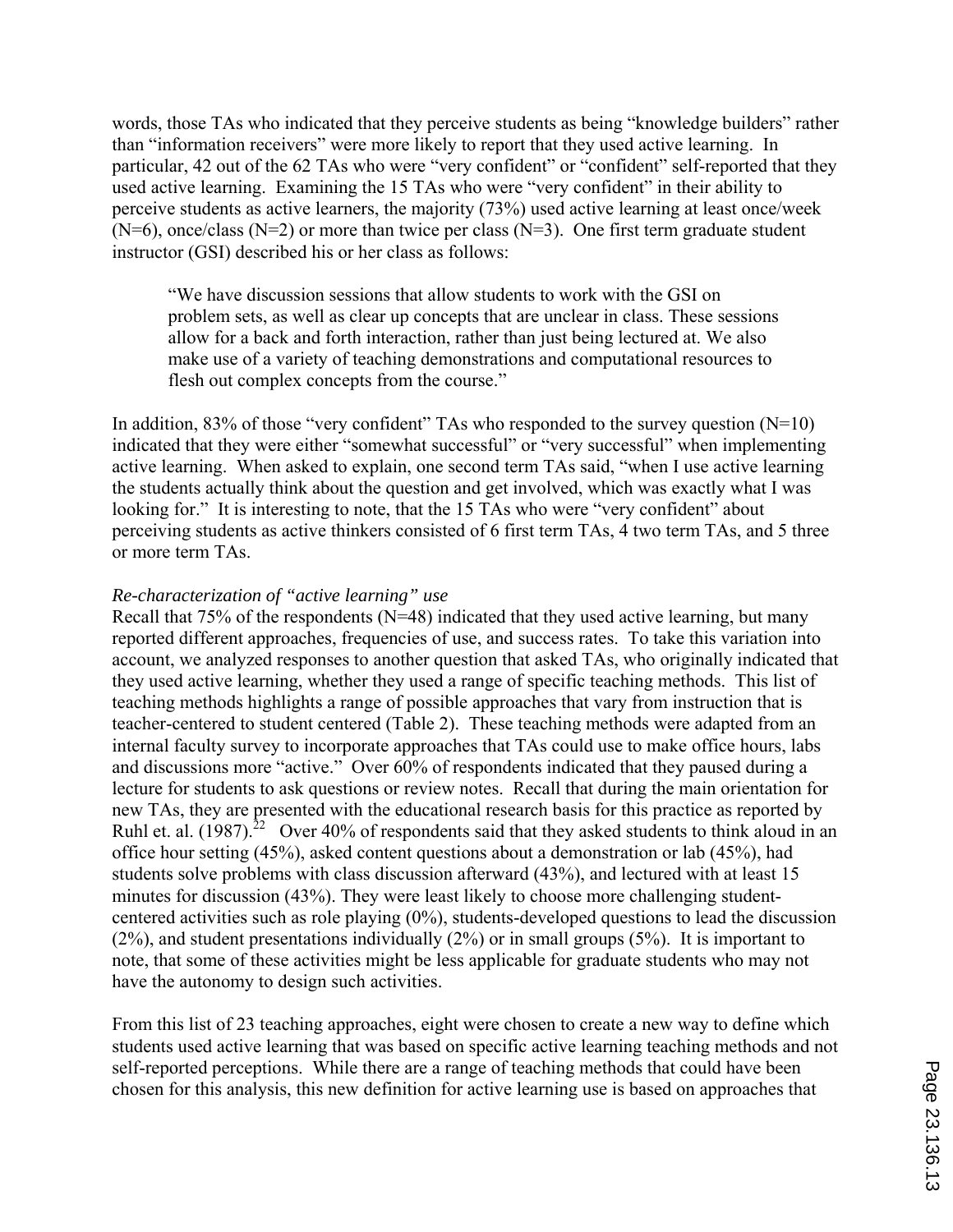words, those TAs who indicated that they perceive students as being "knowledge builders" rather than "information receivers" were more likely to report that they used active learning. In particular, 42 out of the 62 TAs who were "very confident" or "confident" self-reported that they used active learning. Examining the 15 TAs who were "very confident" in their ability to perceive students as active learners, the majority (73%) used active learning at least once/week (N=6), once/class (N=2) or more than twice per class (N=3). One first term graduate student instructor (GSI) described his or her class as follows:

> "We have discussion sessions that allow students to work with the GSI on problem sets, as well as clear up concepts that are unclear in class. These sessions allow for a back and forth interaction, rather than just being lectured at. We also make use of a variety of teaching demonstrations and computational resources to flesh out complex concepts from the course."

In addition, 83% of those "very confident" TAs who responded to the survey question (N=10) indicated that they were either "somewhat successful" or "very successful" when implementing active learning. When asked to explain, one second term TAs said, "when I use active learning the students actually think about the question and get involved, which was exactly what I was looking for." It is interesting to note, that the 15 TAs who were "very confident" about perceiving students as active thinkers consisted of 6 first term TAs, 4 two term TAs, and 5 three or more term TAs.

*Re-characterization of "active learning" use*

Recall that 75% of the respondents (N=48) indicated that they used active learning, but many reported different approaches, frequencies of use, and success rates. To take this variation into account, we analyzed responses to another question that asked TAs, who originally indicated that they used active learning, whether they used a range of specific teaching methods. This list of teaching methods highlights a range of possible approaches that vary from instruction that is teacher-centered to student centered (Table 2). These teaching methods were adapted from an internal faculty survey to incorporate approaches that TAs could use to make office hours, labs and discussions more "active." Over 60% of respondents indicated that they paused during a lecture for students to ask questions or review notes. Recall that during the main orientation for new TAs, they are presented with the educational research basis for this practice as reported by Ruhl et. al. (1987).[22] Over 40% of respondents said that they asked students to think aloud in an office hour setting (45%), asked content questions about a demonstration or lab (45%), had students solve problems with class discussion afterward (43%), and lectured with at least 15 minutes for discussion (43%). They were least likely to choose more challenging student-centered activities such as role playing (0%), students-developed questions to lead the discussion (2%), and student presentations individually (2%) or in small groups (5%). It is important to note, that some of these activities might be less applicable for graduate students who may not have the autonomy to design such activities.

From this list of 23 teaching approaches, eight were chosen to create a new way to define which students used active learning that was based on specific active learning teaching methods and not self-reported perceptions. While there are a range of teaching methods that could have been chosen for this analysis, this new definition for active learning use is based on approaches that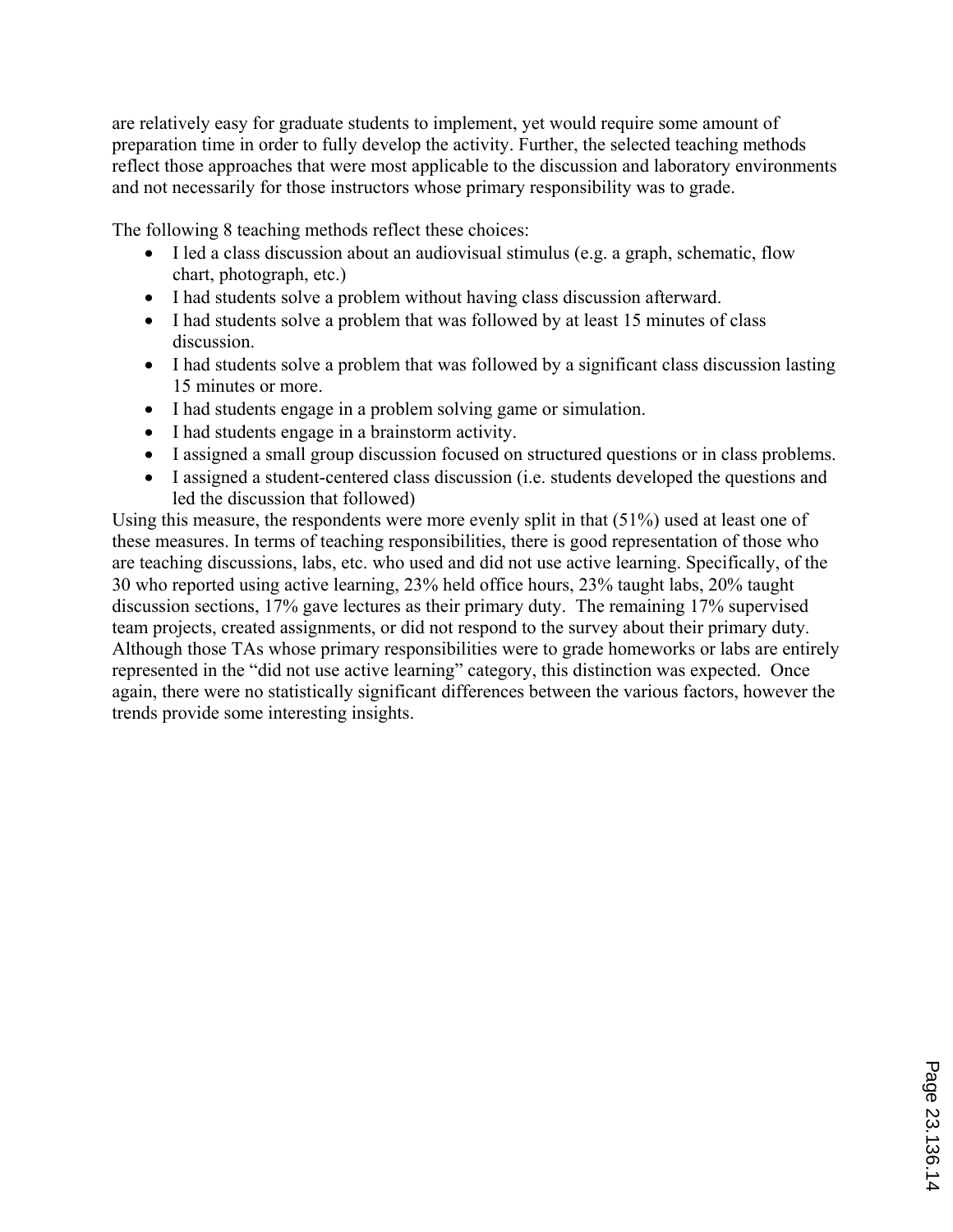are relatively easy for graduate students to implement, yet would require some amount of preparation time in order to fully develop the activity. Further, the selected teaching methods reflect those approaches that were most applicable to the discussion and laboratory environments and not necessarily for those instructors whose primary responsibility was to grade.

The following 8 teaching methods reflect these choices:

- I led a class discussion about an audiovisual stimulus (e.g. a graph, schematic, flow chart, photograph, etc.)
- I had students solve a problem without having class discussion afterward.
- I had students solve a problem that was followed by at least 15 minutes of class discussion.
- I had students solve a problem that was followed by a significant class discussion lasting 15 minutes or more.
- I had students engage in a problem solving game or simulation.
- I had students engage in a brainstorm activity.
- I assigned a small group discussion focused on structured questions or in class problems.
- I assigned a student-centered class discussion (i.e. students developed the questions and led the discussion that followed)

Using this measure, the respondents were more evenly split in that (51%) used at least one of these measures. In terms of teaching responsibilities, there is good representation of those who are teaching discussions, labs, etc. who used and did not use active learning. Specifically, of the 30 who reported using active learning, 23% held office hours, 23% taught labs, 20% taught discussion sections, 17% gave lectures as their primary duty. The remaining 17% supervised team projects, created assignments, or did not respond to the survey about their primary duty. Although those TAs whose primary responsibilities were to grade homeworks or labs are entirely represented in the "did not use active learning" category, this distinction was expected. Once again, there were no statistically significant differences between the various factors, however the trends provide some interesting insights.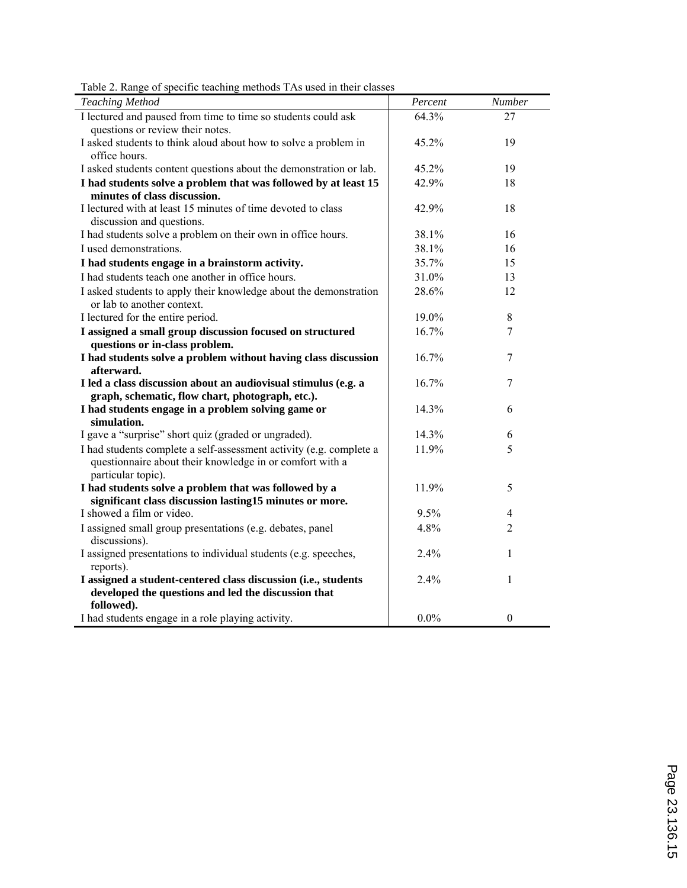Table 2. Range of specific teaching methods TAs used in their classes

| *Teaching Method* | *Percent* | *Number* |
|---|---|---|
| I lectured and paused from time to time so students could ask questions or review their notes. | 64.3% | 27 |
| I asked students to think aloud about how to solve a problem in office hours. | 45.2% | 19 |
| I asked students content questions about the demonstration or lab. | 45.2% | 19 |
| **I had students solve a problem that was followed by at least 15 minutes of class discussion.** | 42.9% | 18 |
| I lectured with at least 15 minutes of time devoted to class discussion and questions. | 42.9% | 18 |
| I had students solve a problem on their own in office hours. | 38.1% | 16 |
| I used demonstrations. | 38.1% | 16 |
| **I had students engage in a brainstorm activity.** | 35.7% | 15 |
| I had students teach one another in office hours. | 31.0% | 13 |
| I asked students to apply their knowledge about the demonstration or lab to another context. | 28.6% | 12 |
| I lectured for the entire period. | 19.0% | 8 |
| **I assigned a small group discussion focused on structured questions or in-class problem.** | 16.7% | 7 |
| **I had students solve a problem without having class discussion afterward.** | 16.7% | 7 |
| **I led a class discussion about an audiovisual stimulus (e.g. a graph, schematic, flow chart, photograph, etc.).** | 16.7% | 7 |
| **I had students engage in a problem solving game or simulation.** | 14.3% | 6 |
| I gave a "surprise" short quiz (graded or ungraded). | 14.3% | 6 |
| I had students complete a self-assessment activity (e.g. complete a questionnaire about their knowledge in or comfort with a particular topic). | 11.9% | 5 |
| **I had students solve a problem that was followed by a significant class discussion lasting15 minutes or more.** | 11.9% | 5 |
| I showed a film or video. | 9.5% | 4 |
| I assigned small group presentations (e.g. debates, panel discussions). | 4.8% | 2 |
| I assigned presentations to individual students (e.g. speeches, reports). | 2.4% | 1 |
| **I assigned a student-centered class discussion (i.e., students developed the questions and led the discussion that followed).** | 2.4% | 1 |
| I had students engage in a role playing activity. | 0.0% | 0 |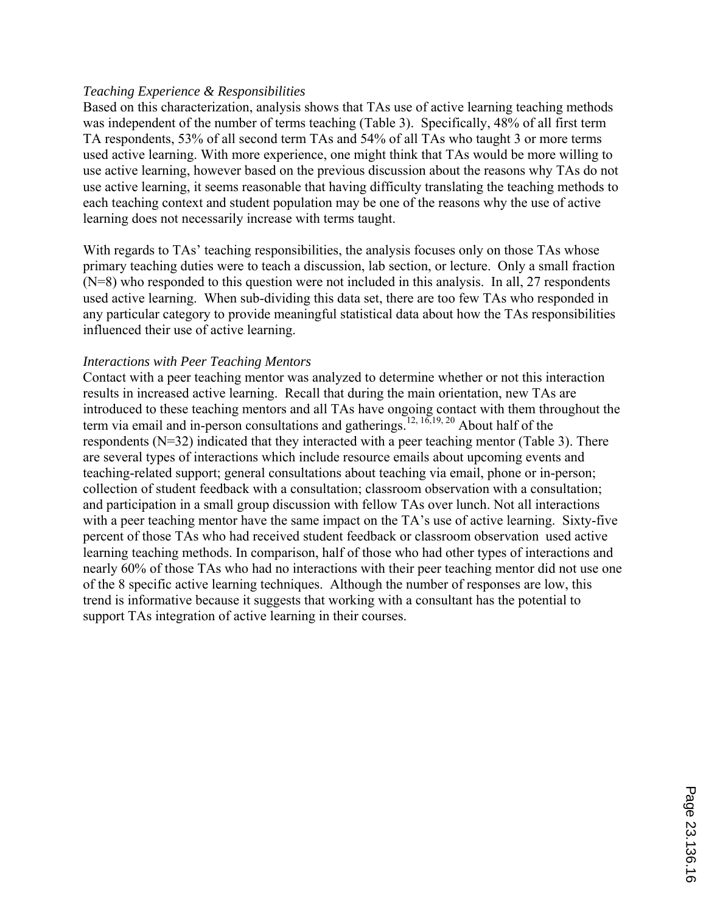*Teaching Experience & Responsibilities*

Based on this characterization, analysis shows that TAs use of active learning teaching methods was independent of the number of terms teaching (Table 3). Specifically, 48% of all first term TA respondents, 53% of all second term TAs and 54% of all TAs who taught 3 or more terms used active learning. With more experience, one might think that TAs would be more willing to use active learning, however based on the previous discussion about the reasons why TAs do not use active learning, it seems reasonable that having difficulty translating the teaching methods to each teaching context and student population may be one of the reasons why the use of active learning does not necessarily increase with terms taught.

With regards to TAs' teaching responsibilities, the analysis focuses only on those TAs whose primary teaching duties were to teach a discussion, lab section, or lecture. Only a small fraction (N=8) who responded to this question were not included in this analysis. In all, 27 respondents used active learning. When sub-dividing this data set, there are too few TAs who responded in any particular category to provide meaningful statistical data about how the TAs responsibilities influenced their use of active learning.

*Interactions with Peer Teaching Mentors*

Contact with a peer teaching mentor was analyzed to determine whether or not this interaction results in increased active learning. Recall that during the main orientation, new TAs are introduced to these teaching mentors and all TAs have ongoing contact with them throughout the term via email and in-person consultations and gatherings.[12, 16,19, 20] About half of the respondents (N=32) indicated that they interacted with a peer teaching mentor (Table 3). There are several types of interactions which include resource emails about upcoming events and teaching-related support; general consultations about teaching via email, phone or in-person; collection of student feedback with a consultation; classroom observation with a consultation; and participation in a small group discussion with fellow TAs over lunch. Not all interactions with a peer teaching mentor have the same impact on the TA's use of active learning. Sixty-five percent of those TAs who had received student feedback or classroom observation used active learning teaching methods. In comparison, half of those who had other types of interactions and nearly 60% of those TAs who had no interactions with their peer teaching mentor did not use one of the 8 specific active learning techniques. Although the number of responses are low, this trend is informative because it suggests that working with a consultant has the potential to support TAs integration of active learning in their courses.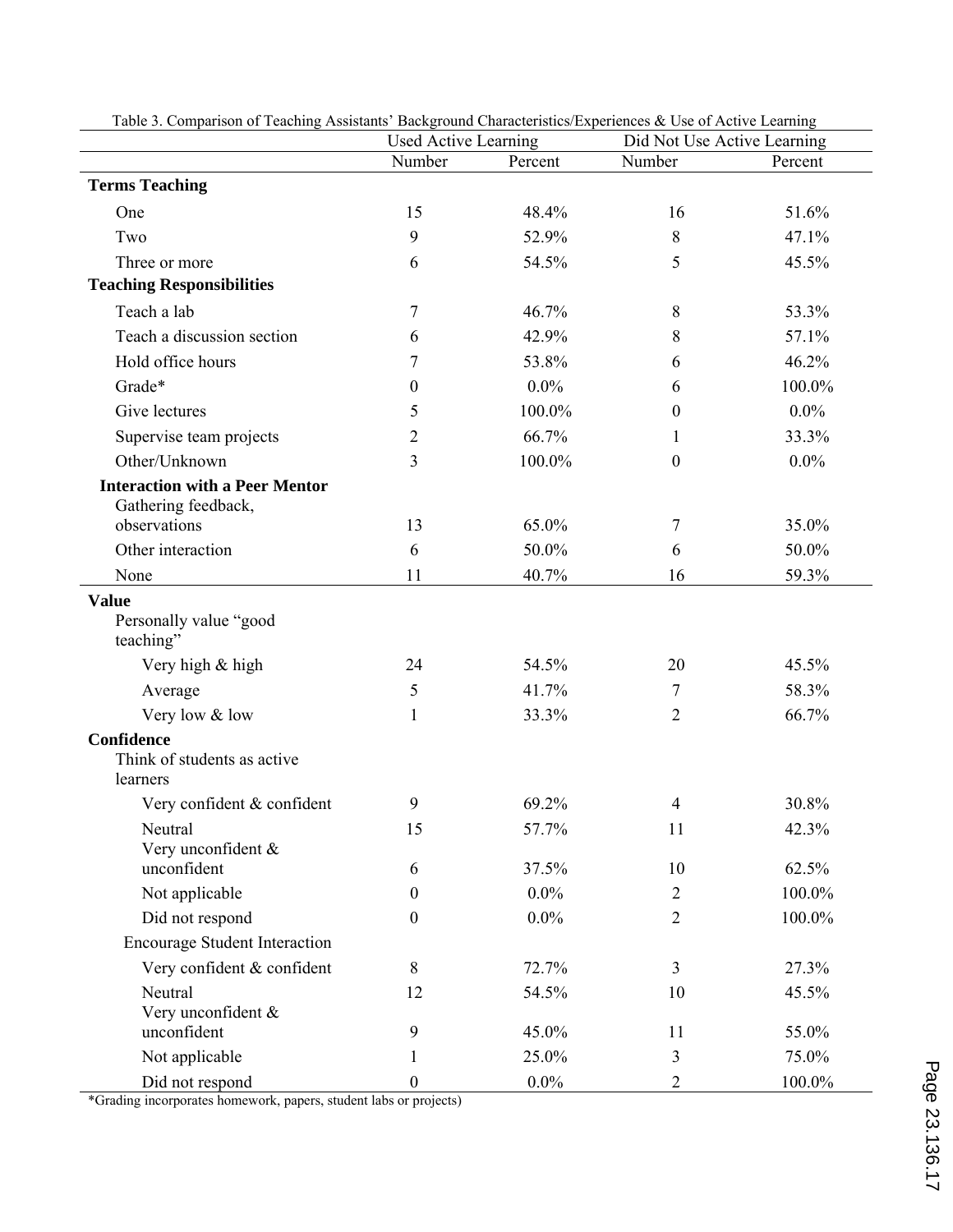Table 3. Comparison of Teaching Assistants' Background Characteristics/Experiences & Use of Active Learning

| | Used Active Learning | | Did Not Use Active Learning | |
|---|---|---|---|---|
| | Number | Percent | Number | Percent |
| **Terms Teaching** | | | | |
| One | 15 | 48.4% | 16 | 51.6% |
| Two | 9 | 52.9% | 8 | 47.1% |
| Three or more | 6 | 54.5% | 5 | 45.5% |
| **Teaching Responsibilities** | | | | |
| Teach a lab | 7 | 46.7% | 8 | 53.3% |
| Teach a discussion section | 6 | 42.9% | 8 | 57.1% |
| Hold office hours | 7 | 53.8% | 6 | 46.2% |
| Grade* | 0 | 0.0% | 6 | 100.0% |
| Give lectures | 5 | 100.0% | 0 | 0.0% |
| Supervise team projects | 2 | 66.7% | 1 | 33.3% |
| Other/Unknown | 3 | 100.0% | 0 | 0.0% |
| **Interaction with a Peer Mentor** | | | | |
| Gathering feedback, observations | 13 | 65.0% | 7 | 35.0% |
| Other interaction | 6 | 50.0% | 6 | 50.0% |
| None | 11 | 40.7% | 16 | 59.3% |
| **Value** | | | | |
| Personally value "good teaching" | | | | |
| Very high & high | 24 | 54.5% | 20 | 45.5% |
| Average | 5 | 41.7% | 7 | 58.3% |
| Very low & low | 1 | 33.3% | 2 | 66.7% |
| **Confidence** | | | | |
| Think of students as active learners | | | | |
| Very confident & confident | 9 | 69.2% | 4 | 30.8% |
| Neutral | 15 | 57.7% | 11 | 42.3% |
| Very unconfident & unconfident | 6 | 37.5% | 10 | 62.5% |
| Not applicable | 0 | 0.0% | 2 | 100.0% |
| Did not respond | 0 | 0.0% | 2 | 100.0% |
| Encourage Student Interaction | | | | |
| Very confident & confident | 8 | 72.7% | 3 | 27.3% |
| Neutral | 12 | 54.5% | 10 | 45.5% |
| Very unconfident & unconfident | 9 | 45.0% | 11 | 55.0% |
| Not applicable | 1 | 25.0% | 3 | 75.0% |
| Did not respond | 0 | 0.0% | 2 | 100.0% |

*Grading incorporates homework, papers, student labs or projects)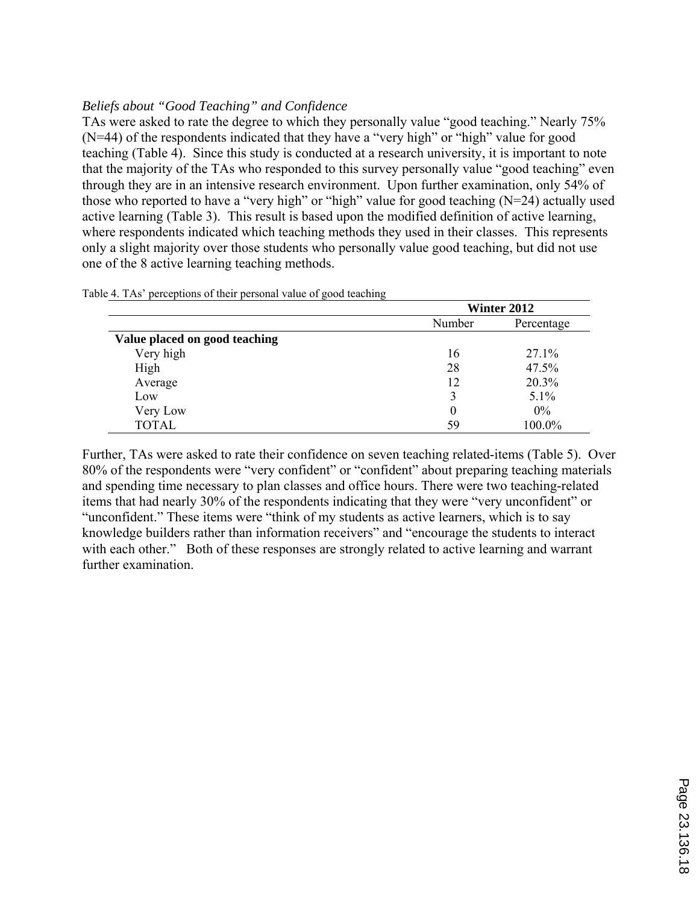*Beliefs about "Good Teaching" and Confidence*

TAs were asked to rate the degree to which they personally value "good teaching." Nearly 75% (N=44) of the respondents indicated that they have a "very high" or "high" value for good teaching (Table 4). Since this study is conducted at a research university, it is important to note that the majority of the TAs who responded to this survey personally value "good teaching" even through they are in an intensive research environment. Upon further examination, only 54% of those who reported to have a "very high" or "high" value for good teaching (N=24) actually used active learning (Table 3). This result is based upon the modified definition of active learning, where respondents indicated which teaching methods they used in their classes. This represents only a slight majority over those students who personally value good teaching, but did not use one of the 8 active learning teaching methods.

Table 4. TAs' perceptions of their personal value of good teaching

| | Winter 2012 | |
|---|---|---|
| | Number | Percentage |
| **Value placed on good teaching** | | |
| Very high | 16 | 27.1% |
| High | 28 | 47.5% |
| Average | 12 | 20.3% |
| Low | 3 | 5.1% |
| Very Low | 0 | 0% |
| TOTAL | 59 | 100.0% |

Further, TAs were asked to rate their confidence on seven teaching related-items (Table 5). Over 80% of the respondents were "very confident" or "confident" about preparing teaching materials and spending time necessary to plan classes and office hours. There were two teaching-related items that had nearly 30% of the respondents indicating that they were "very unconfident" or "unconfident." These items were "think of my students as active learners, which is to say knowledge builders rather than information receivers" and "encourage the students to interact with each other." Both of these responses are strongly related to active learning and warrant further examination.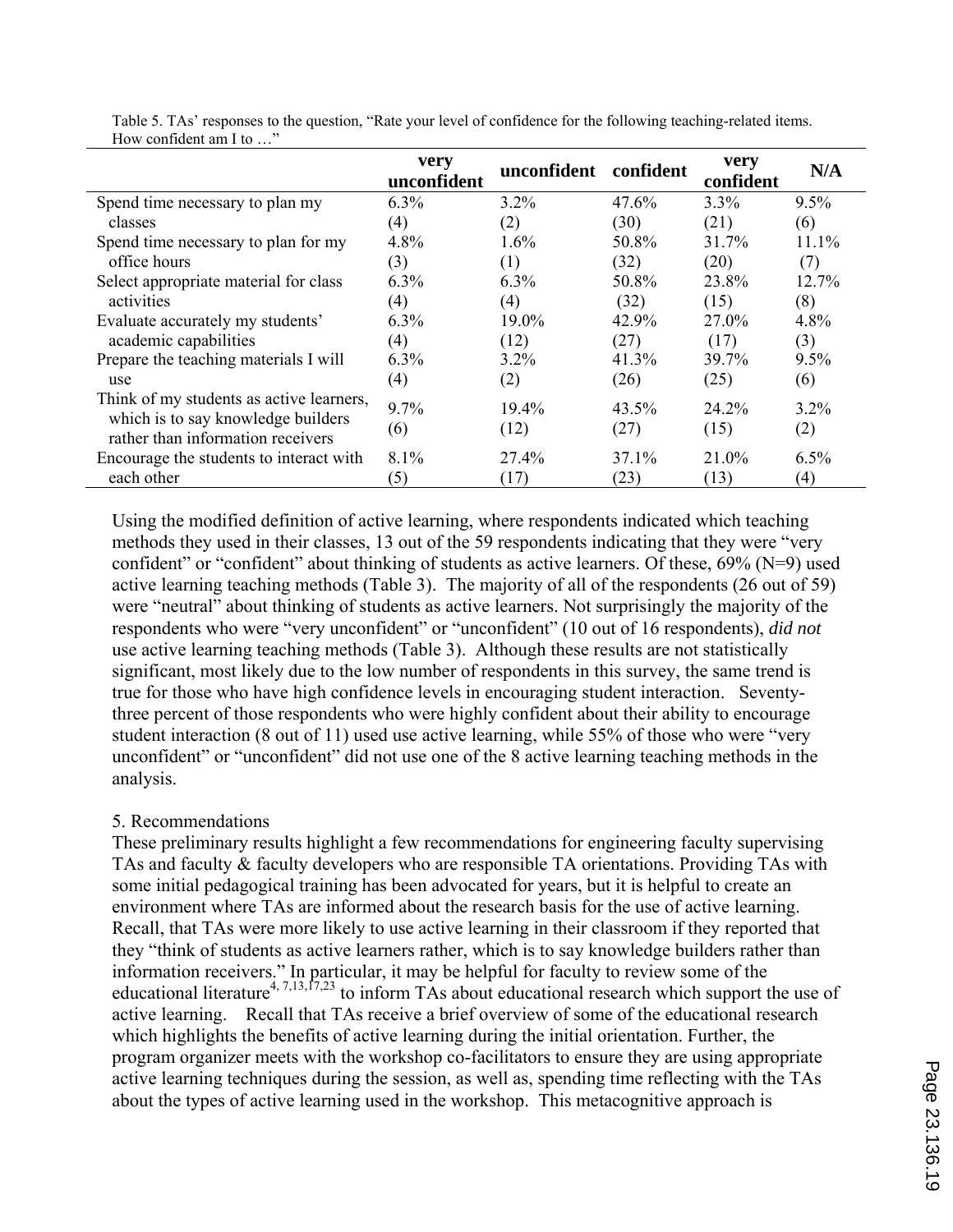Table 5. TAs' responses to the question, "Rate your level of confidence for the following teaching-related items. How confident am I to …"

| | very unconfident | unconfident | confident | very confident | N/A |
|---|---|---|---|---|---|
| Spend time necessary to plan my classes | 6.3% (4) | 3.2% (2) | 47.6% (30) | 3.3% (21) | 9.5% (6) |
| Spend time necessary to plan for my office hours | 4.8% (3) | 1.6% (1) | 50.8% (32) | 31.7% (20) | 11.1% (7) |
| Select appropriate material for class activities | 6.3% (4) | 6.3% (4) | 50.8% (32) | 23.8% (15) | 12.7% (8) |
| Evaluate accurately my students' academic capabilities | 6.3% (4) | 19.0% (12) | 42.9% (27) | 27.0% (17) | 4.8% (3) |
| Prepare the teaching materials I will use | 6.3% (4) | 3.2% (2) | 41.3% (26) | 39.7% (25) | 9.5% (6) |
| Think of my students as active learners, which is to say knowledge builders rather than information receivers | 9.7% (6) | 19.4% (12) | 43.5% (27) | 24.2% (15) | 3.2% (2) |
| Encourage the students to interact with each other | 8.1% (5) | 27.4% (17) | 37.1% (23) | 21.0% (13) | 6.5% (4) |

Using the modified definition of active learning, where respondents indicated which teaching methods they used in their classes, 13 out of the 59 respondents indicating that they were "very confident" or "confident" about thinking of students as active learners. Of these, 69% (N=9) used active learning teaching methods (Table 3). The majority of all of the respondents (26 out of 59) were "neutral" about thinking of students as active learners. Not surprisingly the majority of the respondents who were "very unconfident" or "unconfident" (10 out of 16 respondents), *did not* use active learning teaching methods (Table 3). Although these results are not statistically significant, most likely due to the low number of respondents in this survey, the same trend is true for those who have high confidence levels in encouraging student interaction. Seventy-three percent of those respondents who were highly confident about their ability to encourage student interaction (8 out of 11) used use active learning, while 55% of those who were "very unconfident" or "unconfident" did not use one of the 8 active learning teaching methods in the analysis.

## 5. Recommendations

These preliminary results highlight a few recommendations for engineering faculty supervising TAs and faculty & faculty developers who are responsible TA orientations. Providing TAs with some initial pedagogical training has been advocated for years, but it is helpful to create an environment where TAs are informed about the research basis for the use of active learning. Recall, that TAs were more likely to use active learning in their classroom if they reported that they "think of students as active learners rather, which is to say knowledge builders rather than information receivers." In particular, it may be helpful for faculty to review some of the educational literature[4, 7,13,17,23] to inform TAs about educational research which support the use of active learning. Recall that TAs receive a brief overview of some of the educational research which highlights the benefits of active learning during the initial orientation. Further, the program organizer meets with the workshop co-facilitators to ensure they are using appropriate active learning techniques during the session, as well as, spending time reflecting with the TAs about the types of active learning used in the workshop. This metacognitive approach is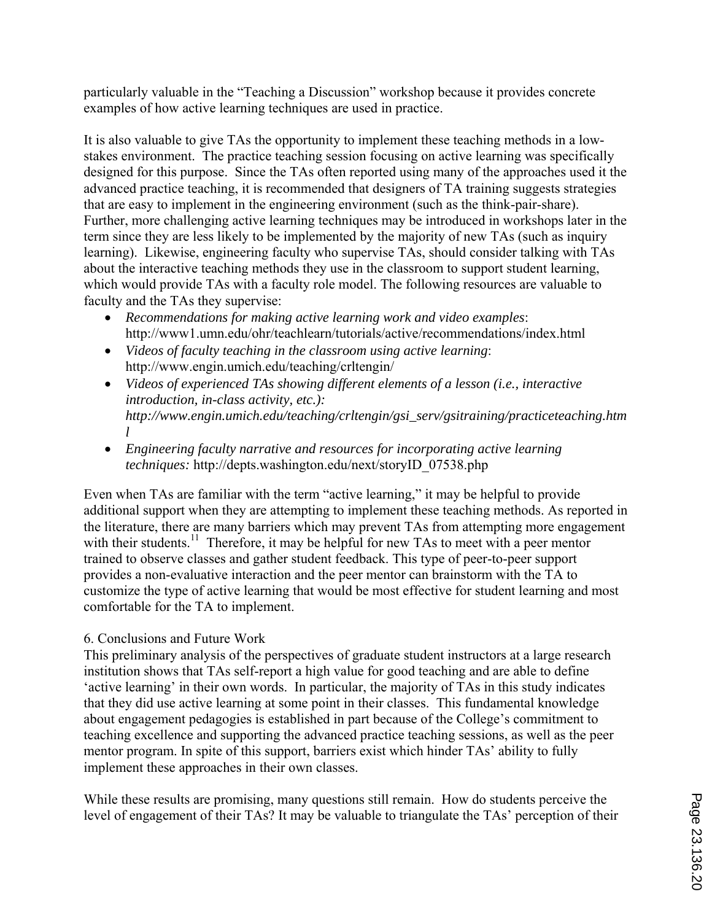particularly valuable in the "Teaching a Discussion" workshop because it provides concrete examples of how active learning techniques are used in practice.

It is also valuable to give TAs the opportunity to implement these teaching methods in a low-stakes environment. The practice teaching session focusing on active learning was specifically designed for this purpose. Since the TAs often reported using many of the approaches used it the advanced practice teaching, it is recommended that designers of TA training suggests strategies that are easy to implement in the engineering environment (such as the think-pair-share). Further, more challenging active learning techniques may be introduced in workshops later in the term since they are less likely to be implemented by the majority of new TAs (such as inquiry learning). Likewise, engineering faculty who supervise TAs, should consider talking with TAs about the interactive teaching methods they use in the classroom to support student learning, which would provide TAs with a faculty role model. The following resources are valuable to faculty and the TAs they supervise:

- *Recommendations for making active learning work and video examples*: http://www1.umn.edu/ohr/teachlearn/tutorials/active/recommendations/index.html
- *Videos of faculty teaching in the classroom using active learning*: http://www.engin.umich.edu/teaching/crltengin/
- *Videos of experienced TAs showing different elements of a lesson (i.e., interactive introduction, in-class activity, etc.): http://www.engin.umich.edu/teaching/crltengin/gsi_serv/gsitraining/practiceteaching.html*
- *Engineering faculty narrative and resources for incorporating active learning techniques:* http://depts.washington.edu/next/storyID_07538.php

Even when TAs are familiar with the term "active learning," it may be helpful to provide additional support when they are attempting to implement these teaching methods. As reported in the literature, there are many barriers which may prevent TAs from attempting more engagement with their students.[11] Therefore, it may be helpful for new TAs to meet with a peer mentor trained to observe classes and gather student feedback. This type of peer-to-peer support provides a non-evaluative interaction and the peer mentor can brainstorm with the TA to customize the type of active learning that would be most effective for student learning and most comfortable for the TA to implement.

## 6. Conclusions and Future Work

This preliminary analysis of the perspectives of graduate student instructors at a large research institution shows that TAs self-report a high value for good teaching and are able to define 'active learning' in their own words. In particular, the majority of TAs in this study indicates that they did use active learning at some point in their classes. This fundamental knowledge about engagement pedagogies is established in part because of the College's commitment to teaching excellence and supporting the advanced practice teaching sessions, as well as the peer mentor program. In spite of this support, barriers exist which hinder TAs' ability to fully implement these approaches in their own classes.

While these results are promising, many questions still remain. How do students perceive the level of engagement of their TAs? It may be valuable to triangulate the TAs' perception of their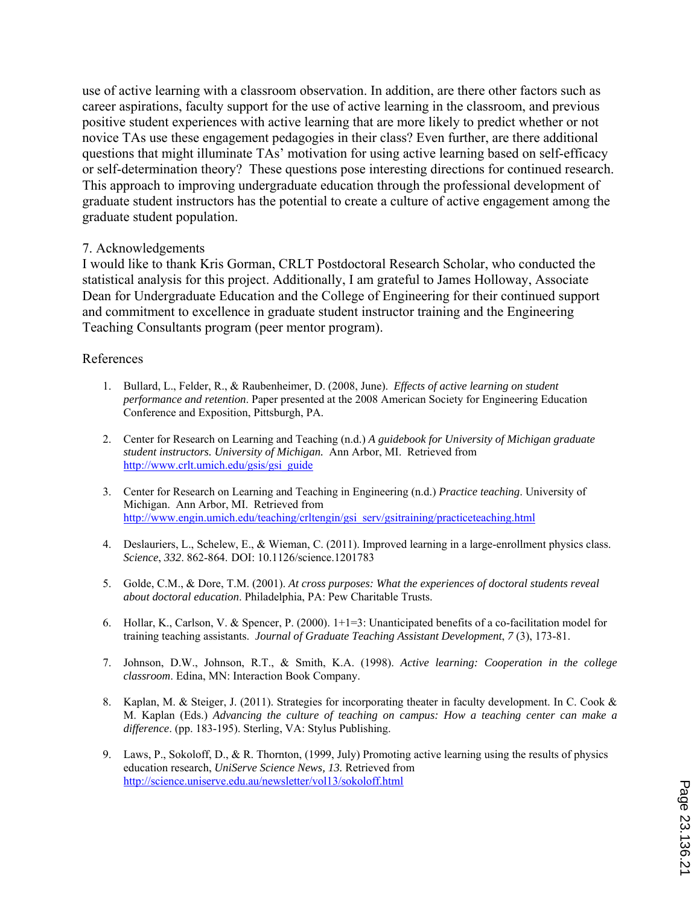use of active learning with a classroom observation. In addition, are there other factors such as career aspirations, faculty support for the use of active learning in the classroom, and previous positive student experiences with active learning that are more likely to predict whether or not novice TAs use these engagement pedagogies in their class? Even further, are there additional questions that might illuminate TAs' motivation for using active learning based on self-efficacy or self-determination theory? These questions pose interesting directions for continued research. This approach to improving undergraduate education through the professional development of graduate student instructors has the potential to create a culture of active engagement among the graduate student population.

## 7. Acknowledgements

I would like to thank Kris Gorman, CRLT Postdoctoral Research Scholar, who conducted the statistical analysis for this project. Additionally, I am grateful to James Holloway, Associate Dean for Undergraduate Education and the College of Engineering for their continued support and commitment to excellence in graduate student instructor training and the Engineering Teaching Consultants program (peer mentor program).

## References

1. Bullard, L., Felder, R., & Raubenheimer, D. (2008, June). *Effects of active learning on student performance and retention*. Paper presented at the 2008 American Society for Engineering Education Conference and Exposition, Pittsburgh, PA.

2. Center for Research on Learning and Teaching (n.d.) *A guidebook for University of Michigan graduate student instructors. University of Michigan.* Ann Arbor, MI. Retrieved from http://www.crlt.umich.edu/gsis/gsi_guide

3. Center for Research on Learning and Teaching in Engineering (n.d.) *Practice teaching*. University of Michigan. Ann Arbor, MI. Retrieved from http://www.engin.umich.edu/teaching/crltengin/gsi_serv/gsitraining/practiceteaching.html

4. Deslauriers, L., Schelew, E., & Wieman, C. (2011). Improved learning in a large-enrollment physics class. *Science*, *332*. 862-864. DOI: 10.1126/science.1201783

5. Golde, C.M., & Dore, T.M. (2001). *At cross purposes: What the experiences of doctoral students reveal about doctoral education*. Philadelphia, PA: Pew Charitable Trusts.

6. Hollar, K., Carlson, V. & Spencer, P. (2000). 1+1=3: Unanticipated benefits of a co-facilitation model for training teaching assistants. *Journal of Graduate Teaching Assistant Development*, *7* (3), 173-81.

7. Johnson, D.W., Johnson, R.T., & Smith, K.A. (1998). *Active learning: Cooperation in the college classroom*. Edina, MN: Interaction Book Company.

8. Kaplan, M. & Steiger, J. (2011). Strategies for incorporating theater in faculty development. In C. Cook & M. Kaplan (Eds.) *Advancing the culture of teaching on campus: How a teaching center can make a difference*. (pp. 183-195). Sterling, VA: Stylus Publishing.

9. Laws, P., Sokoloff, D., & R. Thornton, (1999, July) Promoting active learning using the results of physics education research, *UniServe Science News, 13.* Retrieved from http://science.uniserve.edu.au/newsletter/vol13/sokoloff.html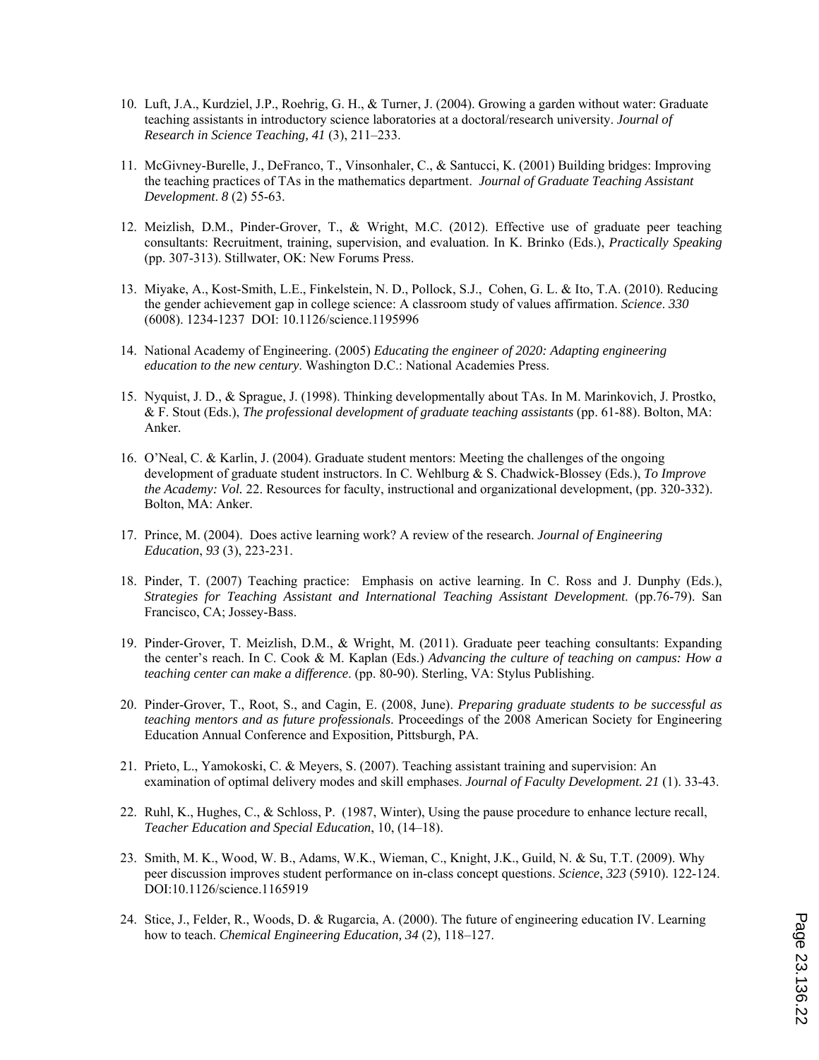10. Luft, J.A., Kurdziel, J.P., Roehrig, G. H., & Turner, J. (2004). Growing a garden without water: Graduate teaching assistants in introductory science laboratories at a doctoral/research university. *Journal of Research in Science Teaching, 41* (3), 211–233.

11. McGivney-Burelle, J., DeFranco, T., Vinsonhaler, C., & Santucci, K. (2001) Building bridges: Improving the teaching practices of TAs in the mathematics department. *Journal of Graduate Teaching Assistant Development*. *8* (2) 55-63.

12. Meizlish, D.M., Pinder-Grover, T., & Wright, M.C. (2012). Effective use of graduate peer teaching consultants: Recruitment, training, supervision, and evaluation. In K. Brinko (Eds.), *Practically Speaking* (pp. 307-313). Stillwater, OK: New Forums Press.

13. Miyake, A., Kost-Smith, L.E., Finkelstein, N. D., Pollock, S.J., Cohen, G. L. & Ito, T.A. (2010). Reducing the gender achievement gap in college science: A classroom study of values affirmation. *Science*. *330* (6008). 1234-1237 DOI: 10.1126/science.1195996

14. National Academy of Engineering. (2005) *Educating the engineer of 2020: Adapting engineering education to the new century*. Washington D.C.: National Academies Press.

15. Nyquist, J. D., & Sprague, J. (1998). Thinking developmentally about TAs. In M. Marinkovich, J. Prostko, & F. Stout (Eds.), *The professional development of graduate teaching assistants* (pp. 61-88). Bolton, MA: Anker.

16. O'Neal, C. & Karlin, J. (2004). Graduate student mentors: Meeting the challenges of the ongoing development of graduate student instructors. In C. Wehlburg & S. Chadwick-Blossey (Eds.), *To Improve the Academy: Vol.* 22. Resources for faculty, instructional and organizational development, (pp. 320-332). Bolton, MA: Anker.

17. Prince, M. (2004). Does active learning work? A review of the research. *Journal of Engineering Education*, *93* (3), 223-231.

18. Pinder, T. (2007) Teaching practice: Emphasis on active learning. In C. Ross and J. Dunphy (Eds.), *Strategies for Teaching Assistant and International Teaching Assistant Development*. (pp.76-79). San Francisco, CA; Jossey-Bass.

19. Pinder-Grover, T. Meizlish, D.M., & Wright, M. (2011). Graduate peer teaching consultants: Expanding the center's reach. In C. Cook & M. Kaplan (Eds.) *Advancing the culture of teaching on campus: How a teaching center can make a difference*. (pp. 80-90). Sterling, VA: Stylus Publishing.

20. Pinder-Grover, T., Root, S., and Cagin, E. (2008, June). *Preparing graduate students to be successful as teaching mentors and as future professionals*. Proceedings of the 2008 American Society for Engineering Education Annual Conference and Exposition, Pittsburgh, PA.

21. Prieto, L., Yamokoski, C. & Meyers, S. (2007). Teaching assistant training and supervision: An examination of optimal delivery modes and skill emphases. *Journal of Faculty Development. 21* (1). 33-43.

22. Ruhl, K., Hughes, C., & Schloss, P. (1987, Winter), Using the pause procedure to enhance lecture recall, *Teacher Education and Special Education*, 10, (14–18).

23. Smith, M. K., Wood, W. B., Adams, W.K., Wieman, C., Knight, J.K., Guild, N. & Su, T.T. (2009). Why peer discussion improves student performance on in-class concept questions. *Science*, *323* (5910). 122-124. DOI:10.1126/science.1165919

24. Stice, J., Felder, R., Woods, D. & Rugarcia, A. (2000). The future of engineering education IV. Learning how to teach. *Chemical Engineering Education, 34* (2), 118–127.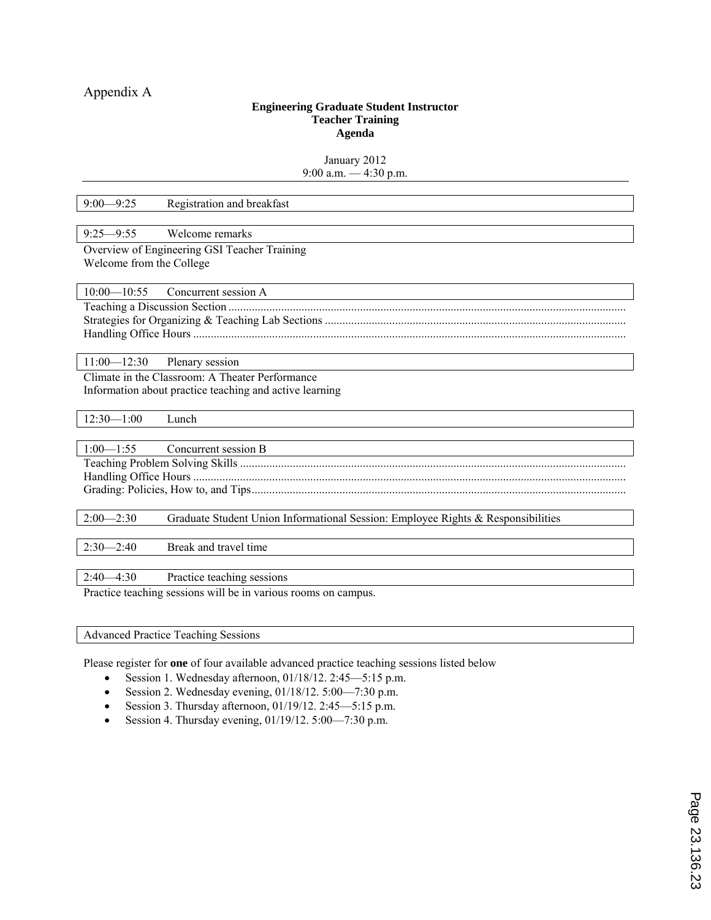Appendix A

**Engineering Graduate Student Instructor**
**Teacher Training**
**Agenda**

January 2012
9:00 a.m. — 4:30 p.m.

---

9:00—9:25 Registration and breakfast

9:25—9:55 Welcome remarks

Overview of Engineering GSI Teacher Training
Welcome from the College

10:00—10:55 Concurrent session A

Teaching a Discussion Section ..........
Strategies for Organizing & Teaching Lab Sections ..........
Handling Office Hours ..........

11:00—12:30 Plenary session

Climate in the Classroom: A Theater Performance
Information about practice teaching and active learning

12:30—1:00 Lunch

1:00—1:55 Concurrent session B

Teaching Problem Solving Skills ..........
Handling Office Hours ..........
Grading: Policies, How to, and Tips..........

2:00—2:30 Graduate Student Union Informational Session: Employee Rights & Responsibilities

2:30—2:40 Break and travel time

2:40—4:30 Practice teaching sessions

Practice teaching sessions will be in various rooms on campus.

Advanced Practice Teaching Sessions

Please register for **one** of four available advanced practice teaching sessions listed below

- Session 1. Wednesday afternoon, 01/18/12. 2:45—5:15 p.m.
- Session 2. Wednesday evening, 01/18/12. 5:00—7:30 p.m.
- Session 3. Thursday afternoon, 01/19/12. 2:45—5:15 p.m.
- Session 4. Thursday evening, 01/19/12. 5:00—7:30 p.m.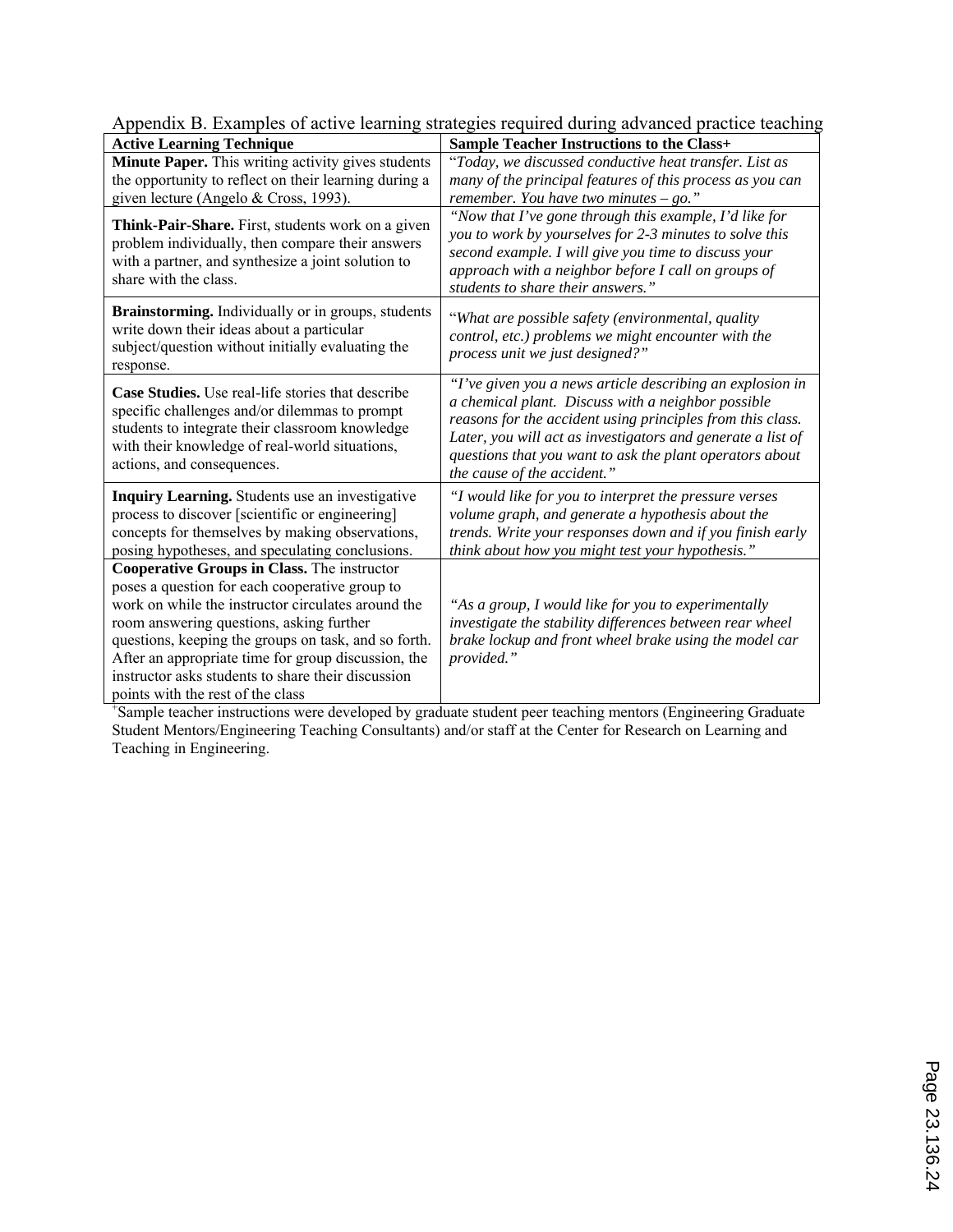Appendix B. Examples of active learning strategies required during advanced practice teaching

| Active Learning Technique | Sample Teacher Instructions to the Class+ |
|---|---|
| **Minute Paper.** This writing activity gives students the opportunity to reflect on their learning during a given lecture (Angelo & Cross, 1993). | *"Today, we discussed conductive heat transfer. List as many of the principal features of this process as you can remember. You have two minutes – go."* |
| **Think-Pair-Share.** First, students work on a given problem individually, then compare their answers with a partner, and synthesize a joint solution to share with the class. | *"Now that I've gone through this example, I'd like for you to work by yourselves for 2-3 minutes to solve this second example. I will give you time to discuss your approach with a neighbor before I call on groups of students to share their answers."* |
| **Brainstorming.** Individually or in groups, students write down their ideas about a particular subject/question without initially evaluating the response. | *"What are possible safety (environmental, quality control, etc.) problems we might encounter with the process unit we just designed?"* |
| **Case Studies.** Use real-life stories that describe specific challenges and/or dilemmas to prompt students to integrate their classroom knowledge with their knowledge of real-world situations, actions, and consequences. | *"I've given you a news article describing an explosion in a chemical plant. Discuss with a neighbor possible reasons for the accident using principles from this class. Later, you will act as investigators and generate a list of questions that you want to ask the plant operators about the cause of the accident."* |
| **Inquiry Learning.** Students use an investigative process to discover [scientific or engineering] concepts for themselves by making observations, posing hypotheses, and speculating conclusions. | *"I would like for you to interpret the pressure verses volume graph, and generate a hypothesis about the trends. Write your responses down and if you finish early think about how you might test your hypothesis."* |
| **Cooperative Groups in Class.** The instructor poses a question for each cooperative group to work on while the instructor circulates around the room answering questions, asking further questions, keeping the groups on task, and so forth. After an appropriate time for group discussion, the instructor asks students to share their discussion points with the rest of the class | *"As a group, I would like for you to experimentally investigate the stability differences between rear wheel brake lockup and front wheel brake using the model car provided."* |

+Sample teacher instructions were developed by graduate student peer teaching mentors (Engineering Graduate Student Mentors/Engineering Teaching Consultants) and/or staff at the Center for Research on Learning and Teaching in Engineering.